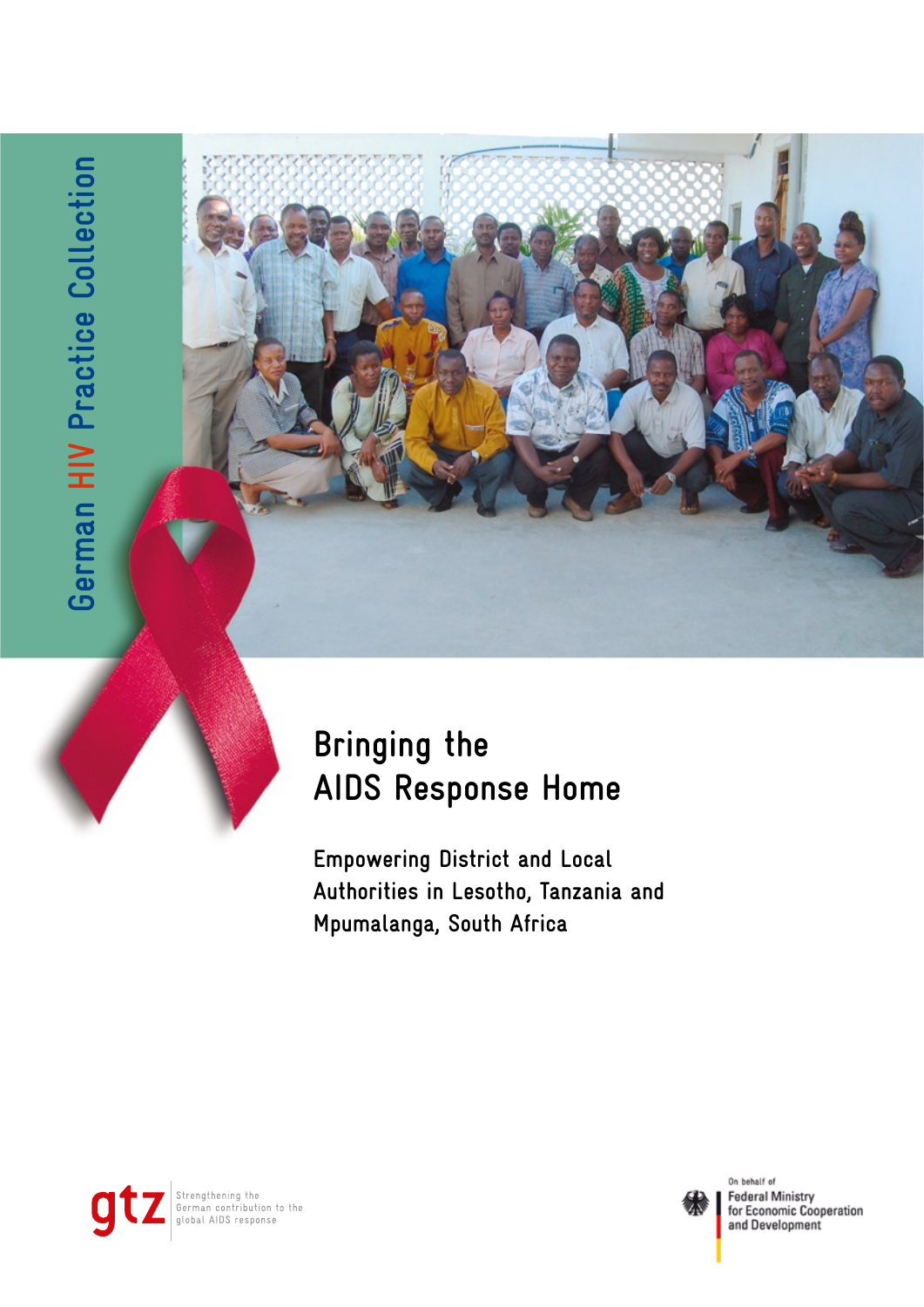German HIV Practice Collection

# Bringing the AIDS Response Home

## Empowering District and Local Authorities in Lesotho, Tanzania and Mpumalanga, South Africa

gtz Strengthening the German contribution to the global AIDS response

On behalf of Federal Ministry for Economic Cooperation and Development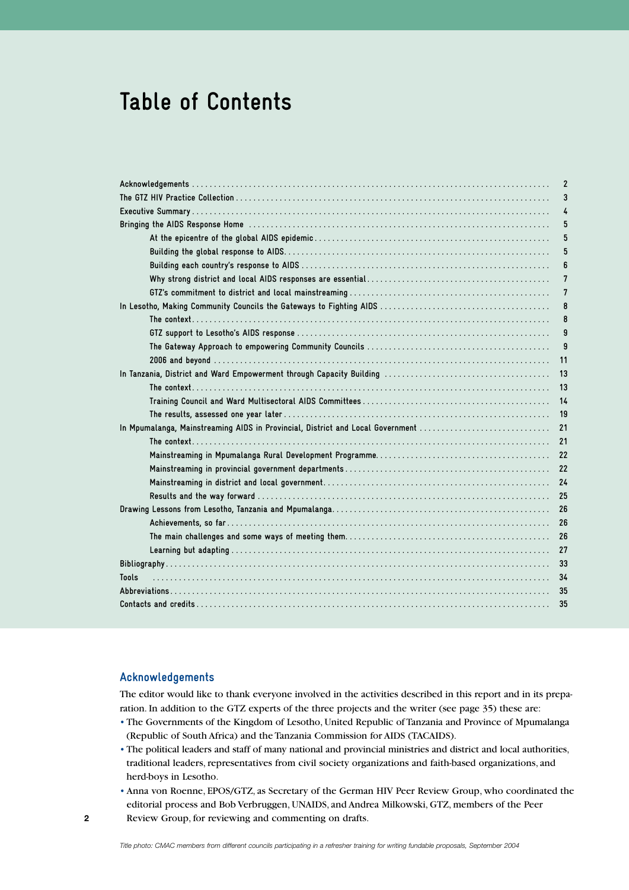# Table of Contents

| | |
|---|---|
| Acknowledgements | 2 |
| The GTZ HIV Practice Collection | 3 |
| Executive Summary | 4 |
| Bringing the AIDS Response Home | 5 |
| At the epicentre of the global AIDS epidemic | 5 |
| Building the global response to AIDS | 5 |
| Building each country's response to AIDS | 6 |
| Why strong district and local AIDS responses are essential | 7 |
| GTZ's commitment to district and local mainstreaming | 7 |
| In Lesotho, Making Community Councils the Gateways to Fighting AIDS | 8 |
| The context | 8 |
| GTZ support to Lesotho's AIDS response | 9 |
| The Gateway Approach to empowering Community Councils | 9 |
| 2006 and beyond | 11 |
| In Tanzania, District and Ward Empowerment through Capacity Building | 13 |
| The context | 13 |
| Training Council and Ward Multisectoral AIDS Committees | 14 |
| The results, assessed one year later | 19 |
| In Mpumalanga, Mainstreaming AIDS in Provincial, District and Local Government | 21 |
| The context | 21 |
| Mainstreaming in Mpumalanga Rural Development Programme | 22 |
| Mainstreaming in provincial government departments | 22 |
| Mainstreaming in district and local government | 24 |
| Results and the way forward | 25 |
| Drawing Lessons from Lesotho, Tanzania and Mpumalanga | 26 |
| Achievements, so far | 26 |
| The main challenges and some ways of meeting them | 26 |
| Learning but adapting | 27 |
| Bibliography | 33 |
| Tools | 34 |
| Abbreviations | 35 |
| Contacts and credits | 35 |

## Acknowledgements

The editor would like to thank everyone involved in the activities described in this report and in its preparation. In addition to the GTZ experts of the three projects and the writer (see page 35) these are:

- The Governments of the Kingdom of Lesotho, United Republic of Tanzania and Province of Mpumalanga (Republic of South Africa) and the Tanzania Commission for AIDS (TACAIDS).
- The political leaders and staff of many national and provincial ministries and district and local authorities, traditional leaders, representatives from civil society organizations and faith-based organizations, and herd-boys in Lesotho.
- Anna von Roenne, EPOS/GTZ, as Secretary of the German HIV Peer Review Group, who coordinated the editorial process and Bob Verbruggen, UNAIDS, and Andrea Milkowski, GTZ, members of the Peer Review Group, for reviewing and commenting on drafts.

*Title photo: CMAC members from different councils participating in a refresher training for writing fundable proposals, September 2004*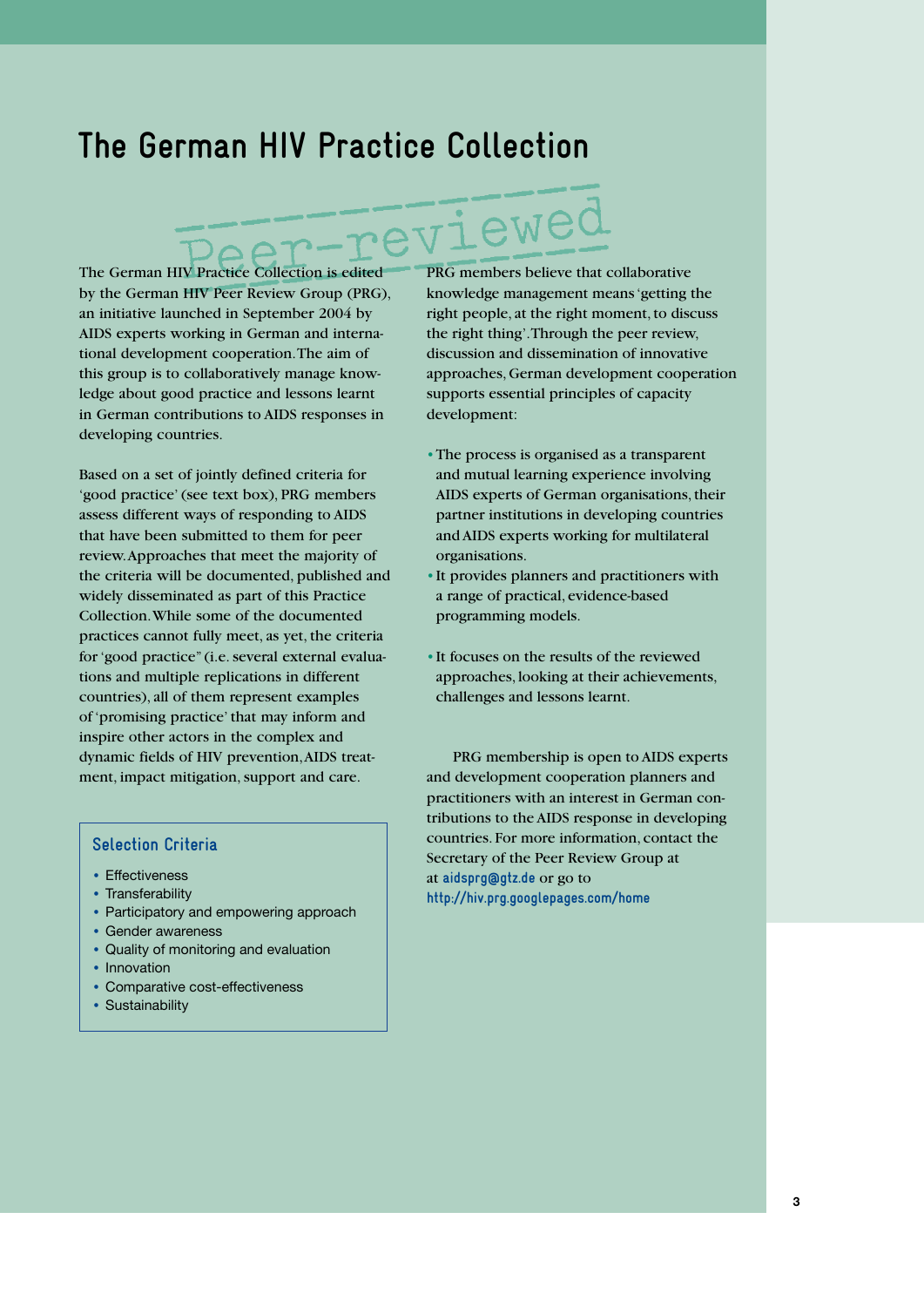# The German HIV Practice Collection

Peer-reviewed

The German HIV Practice Collection is edited by the German HIV Peer Review Group (PRG), an initiative launched in September 2004 by AIDS experts working in German and international development cooperation. The aim of this group is to collaboratively manage knowledge about good practice and lessons learnt in German contributions to AIDS responses in developing countries.

Based on a set of jointly defined criteria for 'good practice' (see text box), PRG members assess different ways of responding to AIDS that have been submitted to them for peer review. Approaches that meet the majority of the criteria will be documented, published and widely disseminated as part of this Practice Collection. While some of the documented practices cannot fully meet, as yet, the criteria for 'good practice" (i.e. several external evaluations and multiple replications in different countries), all of them represent examples of 'promising practice' that may inform and inspire other actors in the complex and dynamic fields of HIV prevention, AIDS treatment, impact mitigation, support and care.

### Selection Criteria

- Effectiveness
- Transferability
- Participatory and empowering approach
- Gender awareness
- Quality of monitoring and evaluation
- Innovation
- Comparative cost-effectiveness
- Sustainability

PRG members believe that collaborative knowledge management means 'getting the right people, at the right moment, to discuss the right thing'. Through the peer review, discussion and dissemination of innovative approaches, German development cooperation supports essential principles of capacity development:

- The process is organised as a transparent and mutual learning experience involving AIDS experts of German organisations, their partner institutions in developing countries and AIDS experts working for multilateral organisations.
- It provides planners and practitioners with a range of practical, evidence-based programming models.
- It focuses on the results of the reviewed approaches, looking at their achievements, challenges and lessons learnt.

PRG membership is open to AIDS experts and development cooperation planners and practitioners with an interest in German contributions to the AIDS response in developing countries. For more information, contact the Secretary of the Peer Review Group at at aidsprg@gtz.de or go to http://hiv.prg.googlepages.com/home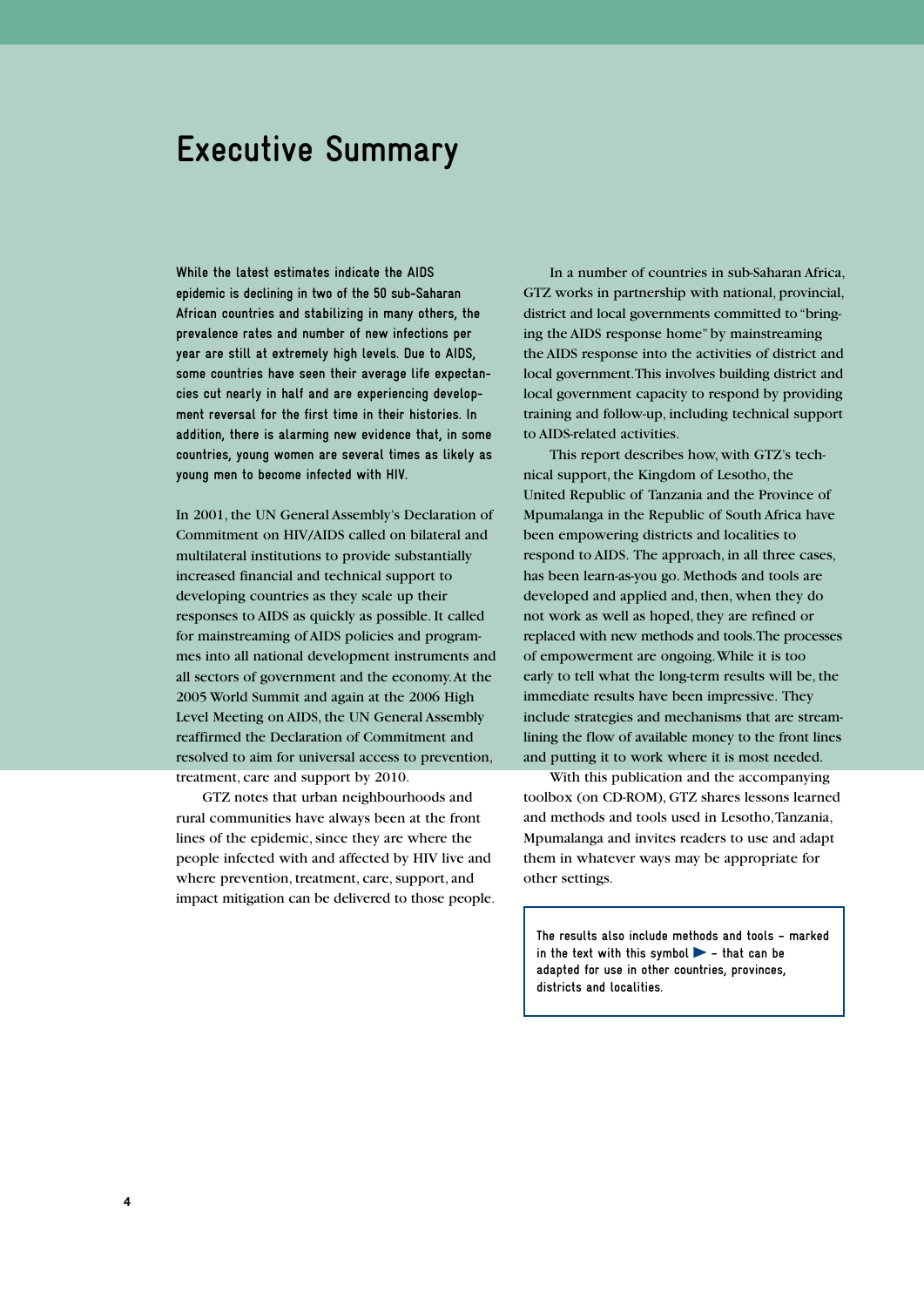# Executive Summary

**While the latest estimates indicate the AIDS epidemic is declining in two of the 50 sub-Saharan African countries and stabilizing in many others, the prevalence rates and number of new infections per year are still at extremely high levels. Due to AIDS, some countries have seen their average life expectancies cut nearly in half and are experiencing development reversal for the first time in their histories. In addition, there is alarming new evidence that, in some countries, young women are several times as likely as young men to become infected with HIV.**

In 2001, the UN General Assembly's Declaration of Commitment on HIV/AIDS called on bilateral and multilateral institutions to provide substantially increased financial and technical support to developing countries as they scale up their responses to AIDS as quickly as possible. It called for mainstreaming of AIDS policies and programmes into all national development instruments and all sectors of government and the economy. At the 2005 World Summit and again at the 2006 High Level Meeting on AIDS, the UN General Assembly reaffirmed the Declaration of Commitment and resolved to aim for universal access to prevention, treatment, care and support by 2010.

GTZ notes that urban neighbourhoods and rural communities have always been at the front lines of the epidemic, since they are where the people infected with and affected by HIV live and where prevention, treatment, care, support, and impact mitigation can be delivered to those people.

In a number of countries in sub-Saharan Africa, GTZ works in partnership with national, provincial, district and local governments committed to "bringing the AIDS response home" by mainstreaming the AIDS response into the activities of district and local government. This involves building district and local government capacity to respond by providing training and follow-up, including technical support to AIDS-related activities.

This report describes how, with GTZ's technical support, the Kingdom of Lesotho, the United Republic of Tanzania and the Province of Mpumalanga in the Republic of South Africa have been empowering districts and localities to respond to AIDS. The approach, in all three cases, has been learn-as-you go. Methods and tools are developed and applied and, then, when they do not work as well as hoped, they are refined or replaced with new methods and tools. The processes of empowerment are ongoing. While it is too early to tell what the long-term results will be, the immediate results have been impressive. They include strategies and mechanisms that are streamlining the flow of available money to the front lines and putting it to work where it is most needed.

With this publication and the accompanying toolbox (on CD-ROM), GTZ shares lessons learned and methods and tools used in Lesotho, Tanzania, Mpumalanga and invites readers to use and adapt them in whatever ways may be appropriate for other settings.

> The results also include methods and tools – marked in the text with this symbol ► – that can be adapted for use in other countries, provinces, districts and localities.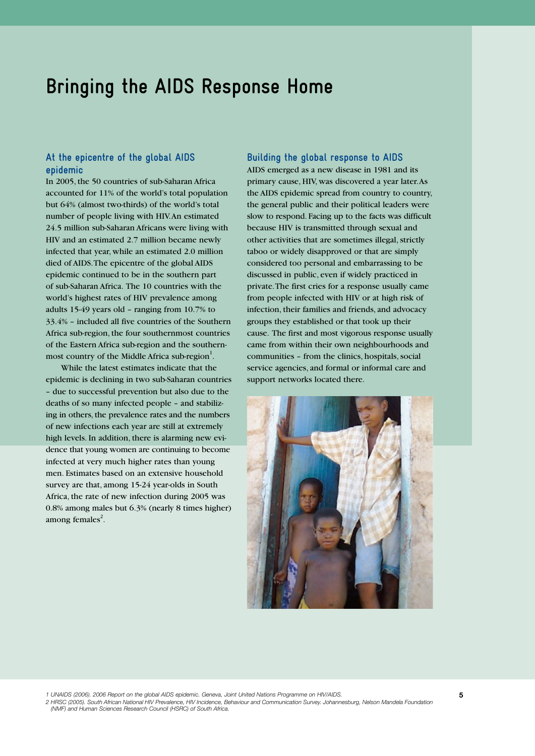# Bringing the AIDS Response Home

## At the epicentre of the global AIDS epidemic

In 2005, the 50 countries of sub-Saharan Africa accounted for 11% of the world's total population but 64% (almost two-thirds) of the world's total number of people living with HIV. An estimated 24.5 million sub-Saharan Africans were living with HIV and an estimated 2.7 million became newly infected that year, while an estimated 2.0 million died of AIDS. The epicentre of the global AIDS epidemic continued to be in the southern part of sub-Saharan Africa. The 10 countries with the world's highest rates of HIV prevalence among adults 15-49 years old – ranging from 10.7% to 33.4% – included all five countries of the Southern Africa sub-region, the four southernmost countries of the Eastern Africa sub-region and the southernmost country of the Middle Africa sub-region[1].

While the latest estimates indicate that the epidemic is declining in two sub-Saharan countries – due to successful prevention but also due to the deaths of so many infected people – and stabilizing in others, the prevalence rates and the numbers of new infections each year are still at extremely high levels. In addition, there is alarming new evidence that young women are continuing to become infected at very much higher rates than young men. Estimates based on an extensive household survey are that, among 15-24 year-olds in South Africa, the rate of new infection during 2005 was 0.8% among males but 6.3% (nearly 8 times higher) among females[2].

## Building the global response to AIDS

AIDS emerged as a new disease in 1981 and its primary cause, HIV, was discovered a year later. As the AIDS epidemic spread from country to country, the general public and their political leaders were slow to respond. Facing up to the facts was difficult because HIV is transmitted through sexual and other activities that are sometimes illegal, strictly taboo or widely disapproved or that are simply considered too personal and embarrassing to be discussed in public, even if widely practiced in private. The first cries for a response usually came from people infected with HIV or at high risk of infection, their families and friends, and advocacy groups they established or that took up their cause. The first and most vigorous response usually came from within their own neighbourhoods and communities – from the clinics, hospitals, social service agencies, and formal or informal care and support networks located there.

1 UNAIDS (2006). 2006 Report on the global AIDS epidemic. Geneva, Joint United Nations Programme on HIV/AIDS.

2 HRSC (2005). South African National HIV Prevalence, HIV Incidence, Behaviour and Communication Survey. Johannesburg, Nelson Mandela Foundation (NMF) and Human Sciences Research Council (HSRC) of South Africa.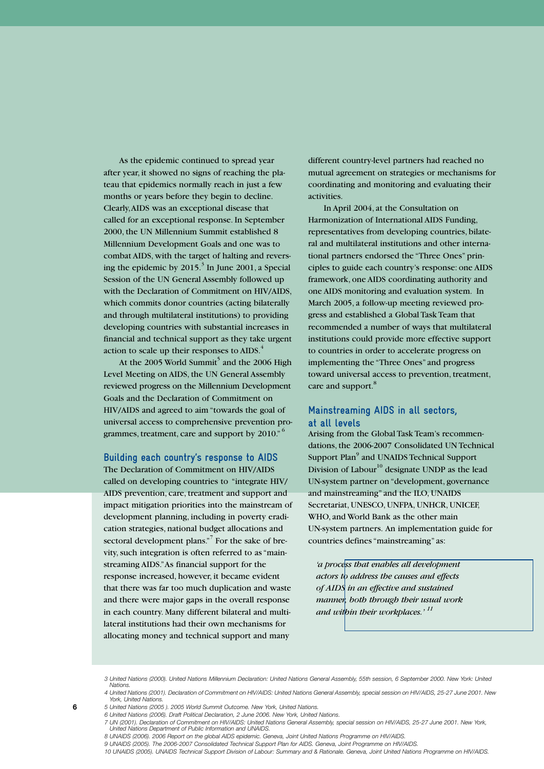As the epidemic continued to spread year after year, it showed no signs of reaching the plateau that epidemics normally reach in just a few months or years before they begin to decline. Clearly, AIDS was an exceptional disease that called for an exceptional response. In September 2000, the UN Millennium Summit established 8 Millennium Development Goals and one was to combat AIDS, with the target of halting and reversing the epidemic by 2015.[3] In June 2001, a Special Session of the UN General Assembly followed up with the Declaration of Commitment on HIV/AIDS, which commits donor countries (acting bilaterally and through multilateral institutions) to providing developing countries with substantial increases in financial and technical support as they take urgent action to scale up their responses to AIDS.[4]

At the 2005 World Summit[5] and the 2006 High Level Meeting on AIDS, the UN General Assembly reviewed progress on the Millennium Development Goals and the Declaration of Commitment on HIV/AIDS and agreed to aim "towards the goal of universal access to comprehensive prevention programmes, treatment, care and support by 2010." [6]

## Building each country's response to AIDS

The Declaration of Commitment on HIV/AIDS called on developing countries to "integrate HIV/AIDS prevention, care, treatment and support and impact mitigation priorities into the mainstream of development planning, including in poverty eradication strategies, national budget allocations and sectoral development plans."[7] For the sake of brevity, such integration is often referred to as "mainstreaming AIDS." As financial support for the response increased, however, it became evident that there was far too much duplication and waste and there were major gaps in the overall response in each country. Many different bilateral and multilateral institutions had their own mechanisms for allocating money and technical support and many different country-level partners had reached no mutual agreement on strategies or mechanisms for coordinating and monitoring and evaluating their activities.

In April 2004, at the Consultation on Harmonization of International AIDS Funding, representatives from developing countries, bilateral and multilateral institutions and other international partners endorsed the "Three Ones" principles to guide each country's response: one AIDS framework, one AIDS coordinating authority and one AIDS monitoring and evaluation system. In March 2005, a follow-up meeting reviewed progress and established a Global Task Team that recommended a number of ways that multilateral institutions could provide more effective support to countries in order to accelerate progress on implementing the "Three Ones" and progress toward universal access to prevention, treatment, care and support.[8]

## Mainstreaming AIDS in all sectors, at all levels

Arising from the Global Task Team's recommendations, the 2006-2007 Consolidated UN Technical Support Plan[9] and UNAIDS Technical Support Division of Labour[10] designate UNDP as the lead UN-system partner on "development, governance and mainstreaming" and the ILO, UNAIDS Secretariat, UNESCO, UNFPA, UNHCR, UNICEF, WHO, and World Bank as the other main UN-system partners. An implementation guide for countries defines "mainstreaming" as:

> *'a process that enables all development actors to address the causes and effects of AIDS in an effective and sustained manner, both through their usual work and within their workplaces.'* [11]

3 United Nations (2000). United Nations Millennium Declaration: United Nations General Assembly, 55th session, 6 September 2000. New York: United Nations.

4 United Nations (2001). Declaration of Commitment on HIV/AIDS: United Nations General Assembly, special session on HIV/AIDS, 25-27 June 2001. New York, United Nations.

5 United Nations (2005 ). 2005 World Summit Outcome. New York, United Nations.

6 United Nations (2006). Draft Political Declaration, 2 June 2006. New York, United Nations.

7 UN (2001). Declaration of Commitment on HIV/AIDS: United Nations General Assembly, special session on HIV/AIDS, 25-27 June 2001. New York, United Nations Department of Public Information and UNAIDS.

8 UNAIDS (2006). 2006 Report on the global AIDS epidemic. Geneva, Joint United Nations Programme on HIV/AIDS.

9 UNAIDS (2005). The 2006-2007 Consolidated Technical Support Plan for AIDS. Geneva, Joint Programme on HIV/AIDS.

10 UNAIDS (2005). UNAIDS Technical Support Division of Labour: Summary and & Rationale. Geneva, Joint United Nations Programme on HIV/AIDS.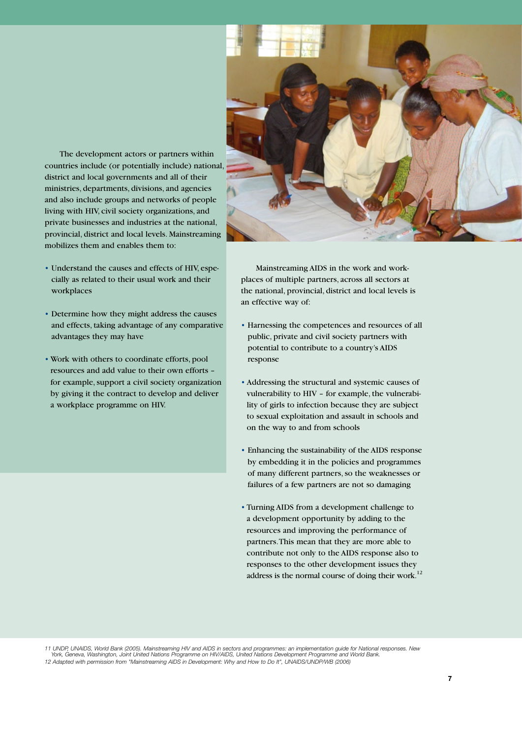The development actors or partners within countries include (or potentially include) national, district and local governments and all of their ministries, departments, divisions, and agencies and also include groups and networks of people living with HIV, civil society organizations, and private businesses and industries at the national, provincial, district and local levels. Mainstreaming mobilizes them and enables them to:

- Understand the causes and effects of HIV, especially as related to their usual work and their workplaces
- Determine how they might address the causes and effects, taking advantage of any comparative advantages they may have
- Work with others to coordinate efforts, pool resources and add value to their own efforts – for example, support a civil society organization by giving it the contract to develop and deliver a workplace programme on HIV.

Mainstreaming AIDS in the work and workplaces of multiple partners, across all sectors at the national, provincial, district and local levels is an effective way of:

- Harnessing the competences and resources of all public, private and civil society partners with potential to contribute to a country's AIDS response
- Addressing the structural and systemic causes of vulnerability to HIV – for example, the vulnerability of girls to infection because they are subject to sexual exploitation and assault in schools and on the way to and from schools
- Enhancing the sustainability of the AIDS response by embedding it in the policies and programmes of many different partners, so the weaknesses or failures of a few partners are not so damaging
- Turning AIDS from a development challenge to a development opportunity by adding to the resources and improving the performance of partners. This mean that they are more able to contribute not only to the AIDS response also to responses to the other development issues they address is the normal course of doing their work.[12]

*11 UNDP, UNAIDS, World Bank (2005). Mainstreaming HIV and AIDS in sectors and programmes: an implementation guide for National responses. New York, Geneva, Washington, Joint United Nations Programme on HIV/AIDS, United Nations Development Programme and World Bank.*

*12 Adapted with permission from "Mainstreaming AIDS in Development: Why and How to Do It", UNAIDS/UNDP/WB (2006)*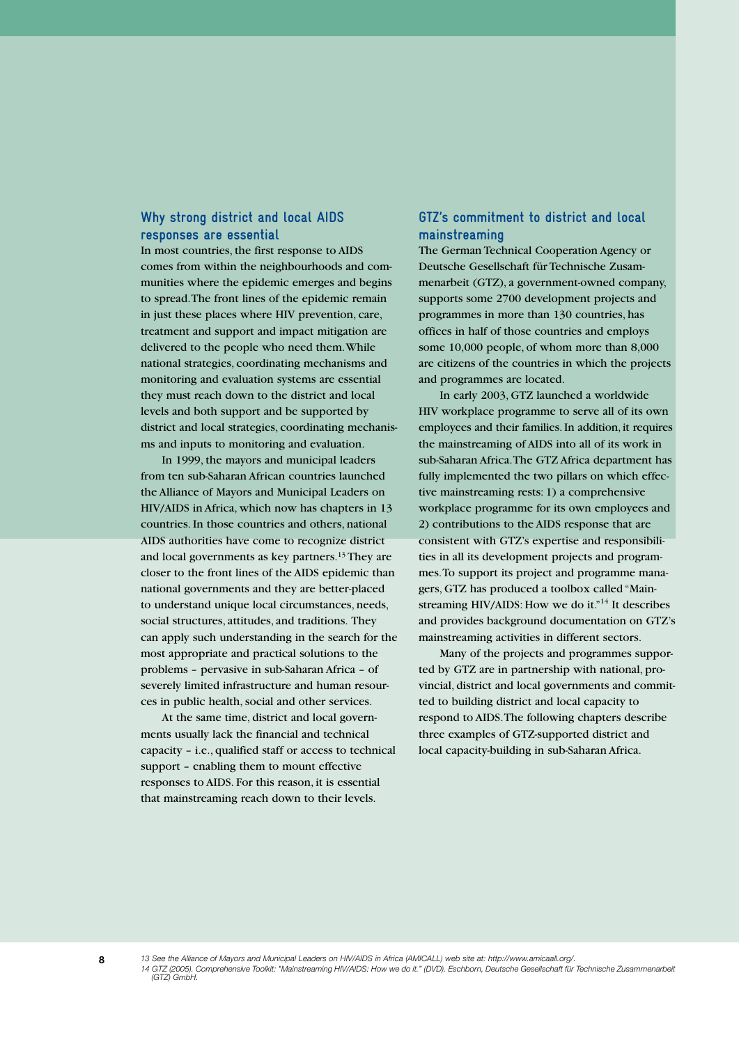## Why strong district and local AIDS responses are essential

In most countries, the first response to AIDS comes from within the neighbourhoods and communities where the epidemic emerges and begins to spread. The front lines of the epidemic remain in just these places where HIV prevention, care, treatment and support and impact mitigation are delivered to the people who need them. While national strategies, coordinating mechanisms and monitoring and evaluation systems are essential they must reach down to the district and local levels and both support and be supported by district and local strategies, coordinating mechanisms and inputs to monitoring and evaluation.

In 1999, the mayors and municipal leaders from ten sub-Saharan African countries launched the Alliance of Mayors and Municipal Leaders on HIV/AIDS in Africa, which now has chapters in 13 countries. In those countries and others, national AIDS authorities have come to recognize district and local governments as key partners.[13] They are closer to the front lines of the AIDS epidemic than national governments and they are better-placed to understand unique local circumstances, needs, social structures, attitudes, and traditions. They can apply such understanding in the search for the most appropriate and practical solutions to the problems – pervasive in sub-Saharan Africa – of severely limited infrastructure and human resources in public health, social and other services.

At the same time, district and local governments usually lack the financial and technical capacity – i.e., qualified staff or access to technical support – enabling them to mount effective responses to AIDS. For this reason, it is essential that mainstreaming reach down to their levels.

## GTZ's commitment to district and local mainstreaming

The German Technical Cooperation Agency or Deutsche Gesellschaft für Technische Zusammenarbeit (GTZ), a government-owned company, supports some 2700 development projects and programmes in more than 130 countries, has offices in half of those countries and employs some 10,000 people, of whom more than 8,000 are citizens of the countries in which the projects and programmes are located.

In early 2003, GTZ launched a worldwide HIV workplace programme to serve all of its own employees and their families. In addition, it requires the mainstreaming of AIDS into all of its work in sub-Saharan Africa. The GTZ Africa department has fully implemented the two pillars on which effective mainstreaming rests: 1) a comprehensive workplace programme for its own employees and 2) contributions to the AIDS response that are consistent with GTZ's expertise and responsibilities in all its development projects and programmes. To support its project and programme managers, GTZ has produced a toolbox called "Mainstreaming HIV/AIDS: How we do it."[14] It describes and provides background documentation on GTZ's mainstreaming activities in different sectors.

Many of the projects and programmes supported by GTZ are in partnership with national, provincial, district and local governments and committed to building district and local capacity to respond to AIDS. The following chapters describe three examples of GTZ-supported district and local capacity-building in sub-Saharan Africa.

---

*13 See the Alliance of Mayors and Municipal Leaders on HIV/AIDS in Africa (AMICALL) web site at: http://www.amicaall.org/.*

*14 GTZ (2005). Comprehensive Toolkit: "Mainstreaming HIV/AIDS: How we do it." (DVD). Eschborn, Deutsche Gesellschaft für Technische Zusammenarbeit (GTZ) GmbH.*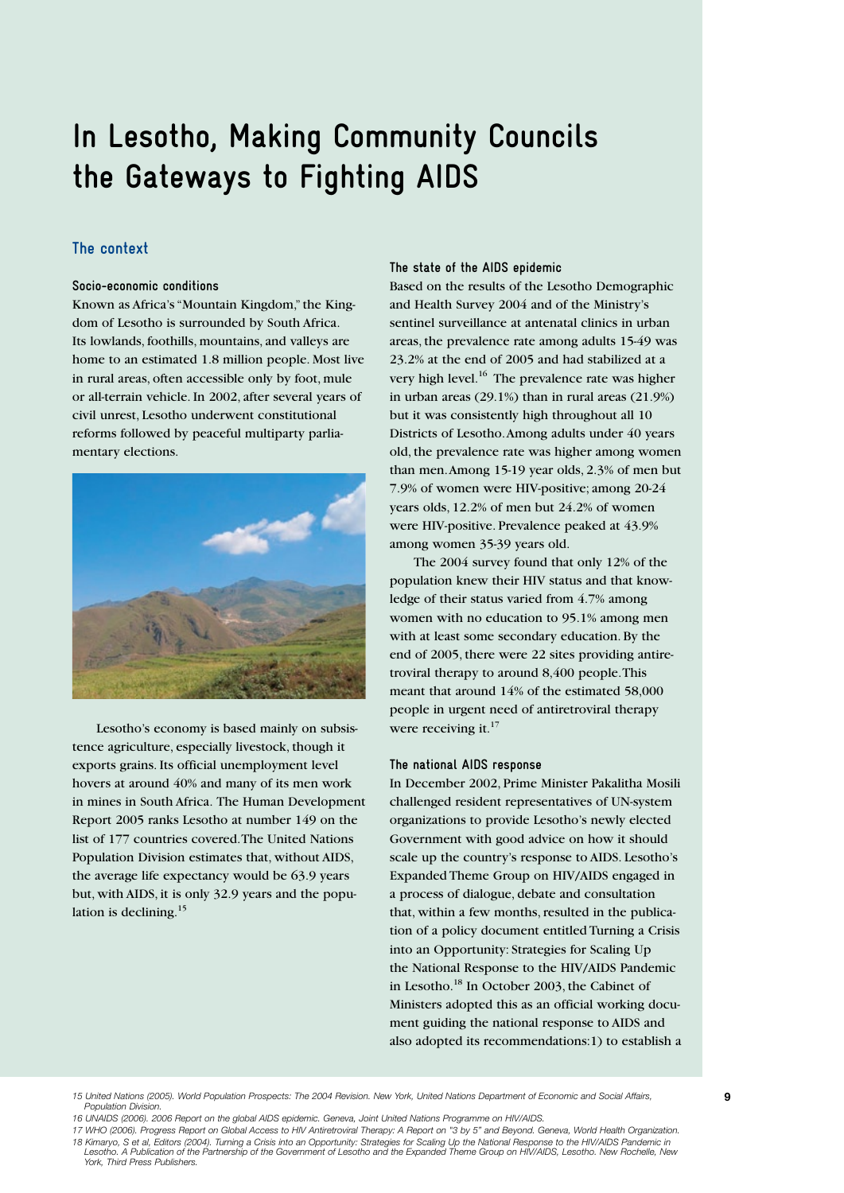# In Lesotho, Making Community Councils the Gateways to Fighting AIDS

## The context

### Socio-economic conditions

Known as Africa's "Mountain Kingdom," the Kingdom of Lesotho is surrounded by South Africa. Its lowlands, foothills, mountains, and valleys are home to an estimated 1.8 million people. Most live in rural areas, often accessible only by foot, mule or all-terrain vehicle. In 2002, after several years of civil unrest, Lesotho underwent constitutional reforms followed by peaceful multiparty parliamentary elections.

Lesotho's economy is based mainly on subsistence agriculture, especially livestock, though it exports grains. Its official unemployment level hovers at around 40% and many of its men work in mines in South Africa. The Human Development Report 2005 ranks Lesotho at number 149 on the list of 177 countries covered. The United Nations Population Division estimates that, without AIDS, the average life expectancy would be 63.9 years but, with AIDS, it is only 32.9 years and the population is declining.[15]

### The state of the AIDS epidemic

Based on the results of the Lesotho Demographic and Health Survey 2004 and of the Ministry's sentinel surveillance at antenatal clinics in urban areas, the prevalence rate among adults 15-49 was 23.2% at the end of 2005 and had stabilized at a very high level.[16] The prevalence rate was higher in urban areas (29.1%) than in rural areas (21.9%) but it was consistently high throughout all 10 Districts of Lesotho. Among adults under 40 years old, the prevalence rate was higher among women than men. Among 15-19 year olds, 2.3% of men but 7.9% of women were HIV-positive; among 20-24 years olds, 12.2% of men but 24.2% of women were HIV-positive. Prevalence peaked at 43.9% among women 35-39 years old.

The 2004 survey found that only 12% of the population knew their HIV status and that knowledge of their status varied from 4.7% among women with no education to 95.1% among men with at least some secondary education. By the end of 2005, there were 22 sites providing antiretroviral therapy to around 8,400 people. This meant that around 14% of the estimated 58,000 people in urgent need of antiretroviral therapy were receiving it.[17]

### The national AIDS response

In December 2002, Prime Minister Pakalitha Mosili challenged resident representatives of UN-system organizations to provide Lesotho's newly elected Government with good advice on how it should scale up the country's response to AIDS. Lesotho's Expanded Theme Group on HIV/AIDS engaged in a process of dialogue, debate and consultation that, within a few months, resulted in the publication of a policy document entitled Turning a Crisis into an Opportunity: Strategies for Scaling Up the National Response to the HIV/AIDS Pandemic in Lesotho.[18] In October 2003, the Cabinet of Ministers adopted this as an official working document guiding the national response to AIDS and also adopted its recommendations:1) to establish a

---

*15 United Nations (2005). World Population Prospects: The 2004 Revision. New York, United Nations Department of Economic and Social Affairs, Population Division.*

*16 UNAIDS (2006). 2006 Report on the global AIDS epidemic. Geneva, Joint United Nations Programme on HIV/AIDS.*

*17 WHO (2006). Progress Report on Global Access to HIV Antiretroviral Therapy: A Report on "3 by 5" and Beyond. Geneva, World Health Organization.*

*18 Kimaryo, S et al, Editors (2004). Turning a Crisis into an Opportunity: Strategies for Scaling Up the National Response to the HIV/AIDS Pandemic in Lesotho. A Publication of the Partnership of the Government of Lesotho and the Expanded Theme Group on HIV/AIDS, Lesotho. New Rochelle, New York, Third Press Publishers.*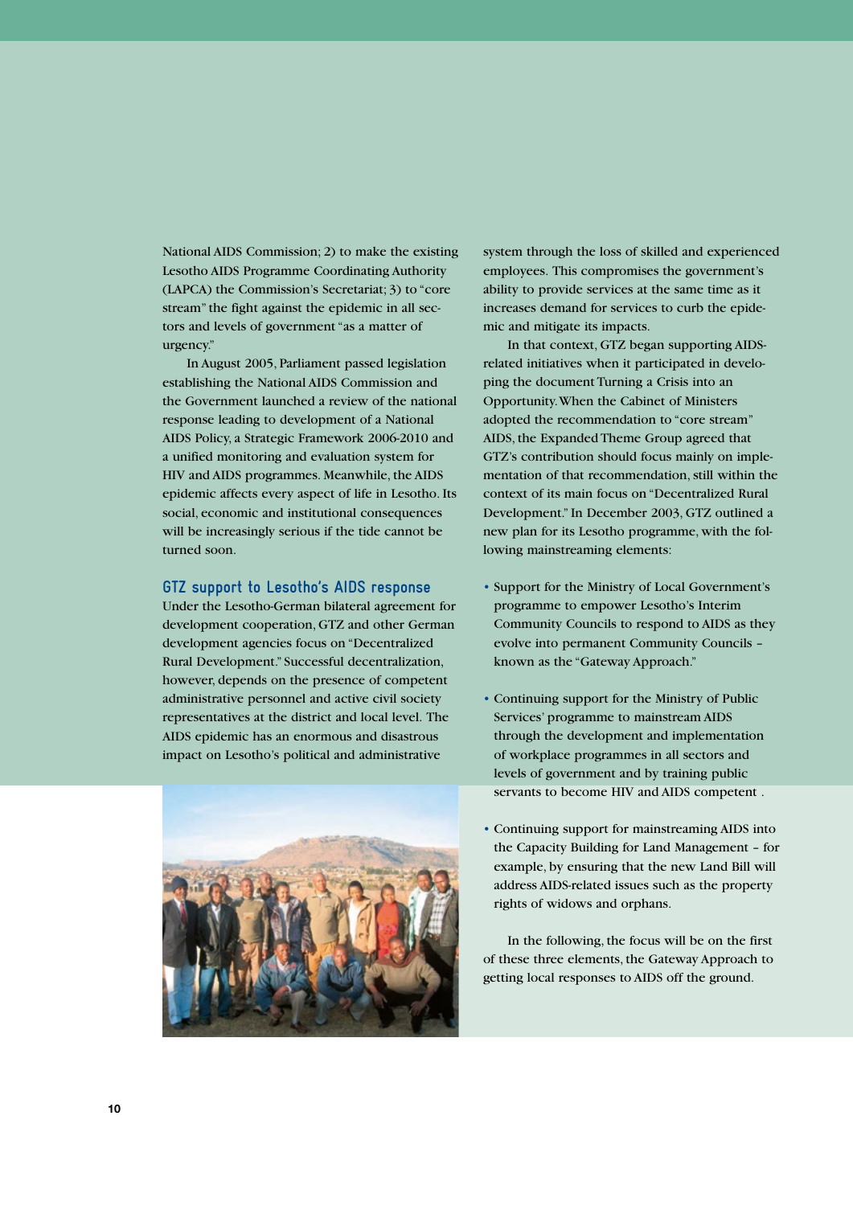National AIDS Commission; 2) to make the existing Lesotho AIDS Programme Coordinating Authority (LAPCA) the Commission's Secretariat; 3) to "core stream" the fight against the epidemic in all sectors and levels of government "as a matter of urgency."

In August 2005, Parliament passed legislation establishing the National AIDS Commission and the Government launched a review of the national response leading to development of a National AIDS Policy, a Strategic Framework 2006-2010 and a unified monitoring and evaluation system for HIV and AIDS programmes. Meanwhile, the AIDS epidemic affects every aspect of life in Lesotho. Its social, economic and institutional consequences will be increasingly serious if the tide cannot be turned soon.

### GTZ support to Lesotho's AIDS response

Under the Lesotho-German bilateral agreement for development cooperation, GTZ and other German development agencies focus on "Decentralized Rural Development." Successful decentralization, however, depends on the presence of competent administrative personnel and active civil society representatives at the district and local level. The AIDS epidemic has an enormous and disastrous impact on Lesotho's political and administrative system through the loss of skilled and experienced employees. This compromises the government's ability to provide services at the same time as it increases demand for services to curb the epidemic and mitigate its impacts.

In that context, GTZ began supporting AIDS-related initiatives when it participated in developing the document Turning a Crisis into an Opportunity. When the Cabinet of Ministers adopted the recommendation to "core stream" AIDS, the Expanded Theme Group agreed that GTZ's contribution should focus mainly on implementation of that recommendation, still within the context of its main focus on "Decentralized Rural Development." In December 2003, GTZ outlined a new plan for its Lesotho programme, with the following mainstreaming elements:

- Support for the Ministry of Local Government's programme to empower Lesotho's Interim Community Councils to respond to AIDS as they evolve into permanent Community Councils – known as the "Gateway Approach."
- Continuing support for the Ministry of Public Services' programme to mainstream AIDS through the development and implementation of workplace programmes in all sectors and levels of government and by training public servants to become HIV and AIDS competent .
- Continuing support for mainstreaming AIDS into the Capacity Building for Land Management – for example, by ensuring that the new Land Bill will address AIDS-related issues such as the property rights of widows and orphans.

In the following, the focus will be on the first of these three elements, the Gateway Approach to getting local responses to AIDS off the ground.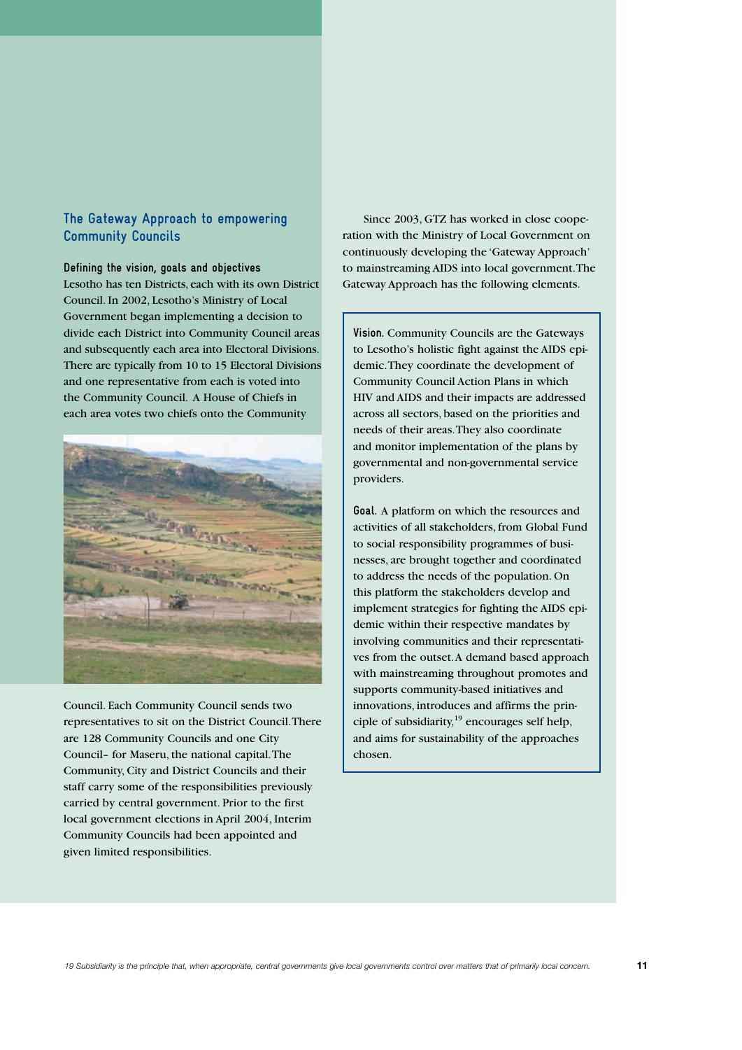## The Gateway Approach to empowering Community Councils

### Defining the vision, goals and objectives

Lesotho has ten Districts, each with its own District Council. In 2002, Lesotho's Ministry of Local Government began implementing a decision to divide each District into Community Council areas and subsequently each area into Electoral Divisions. There are typically from 10 to 15 Electoral Divisions and one representative from each is voted into the Community Council. A House of Chiefs in each area votes two chiefs onto the Community Council. Each Community Council sends two representatives to sit on the District Council. There are 128 Community Councils and one City Council– for Maseru, the national capital. The Community, City and District Councils and their staff carry some of the responsibilities previously carried by central government. Prior to the first local government elections in April 2004, Interim Community Councils had been appointed and given limited responsibilities.

Since 2003, GTZ has worked in close cooperation with the Ministry of Local Government on continuously developing the 'Gateway Approach' to mainstreaming AIDS into local government. The Gateway Approach has the following elements.

**Vision.** Community Councils are the Gateways to Lesotho's holistic fight against the AIDS epidemic. They coordinate the development of Community Council Action Plans in which HIV and AIDS and their impacts are addressed across all sectors, based on the priorities and needs of their areas. They also coordinate and monitor implementation of the plans by governmental and non-governmental service providers.

**Goal.** A platform on which the resources and activities of all stakeholders, from Global Fund to social responsibility programmes of businesses, are brought together and coordinated to address the needs of the population. On this platform the stakeholders develop and implement strategies for fighting the AIDS epidemic within their respective mandates by involving communities and their representatives from the outset. A demand based approach with mainstreaming throughout promotes and supports community-based initiatives and innovations, introduces and affirms the principle of subsidiarity,[19] encourages self help, and aims for sustainability of the approaches chosen.

*19 Subsidiarity is the principle that, when appropriate, central governments give local governments control over matters that of primarily local concern.*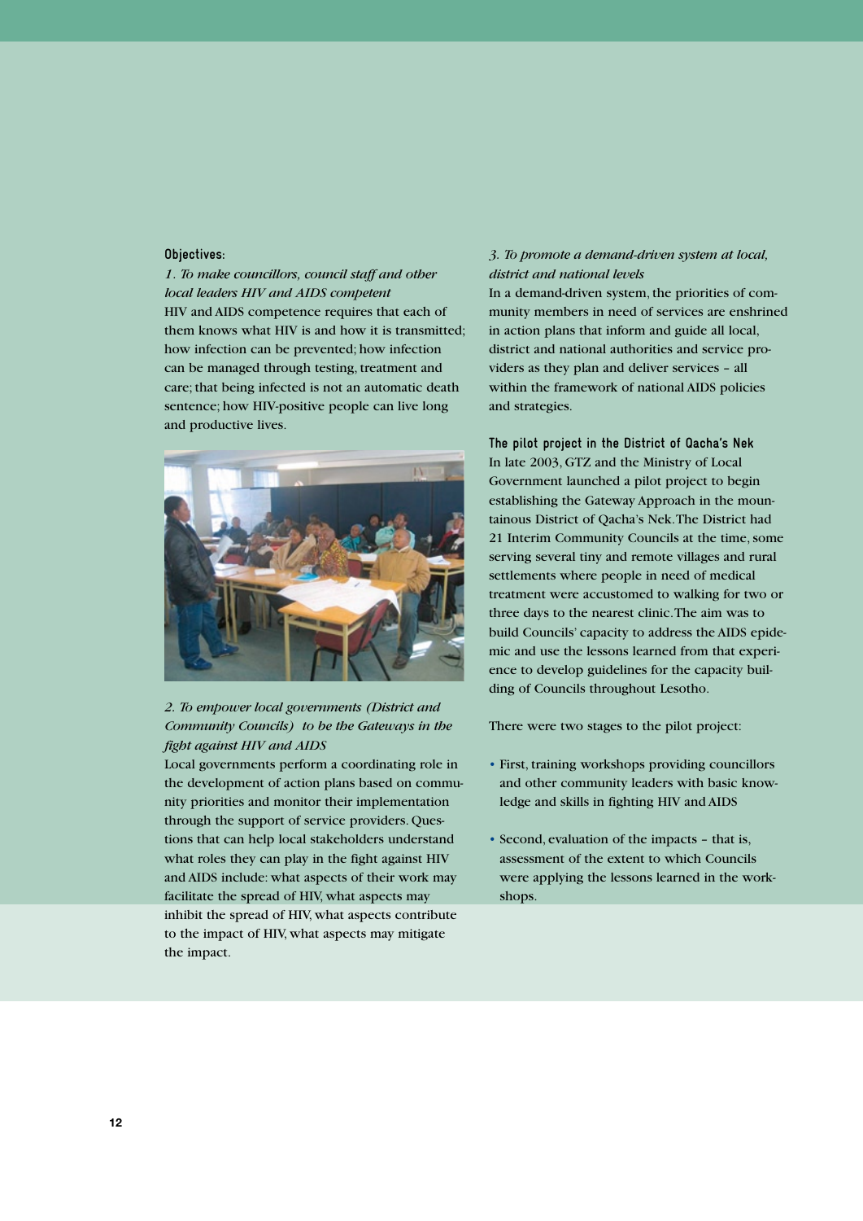**Objectives:**

*1. To make councillors, council staff and other local leaders HIV and AIDS competent*

HIV and AIDS competence requires that each of them knows what HIV is and how it is transmitted; how infection can be prevented; how infection can be managed through testing, treatment and care; that being infected is not an automatic death sentence; how HIV-positive people can live long and productive lives.

*2. To empower local governments (District and Community Councils) to be the Gateways in the fight against HIV and AIDS*

Local governments perform a coordinating role in the development of action plans based on community priorities and monitor their implementation through the support of service providers. Questions that can help local stakeholders understand what roles they can play in the fight against HIV and AIDS include: what aspects of their work may facilitate the spread of HIV, what aspects may inhibit the spread of HIV, what aspects contribute to the impact of HIV, what aspects may mitigate the impact.

*3. To promote a demand-driven system at local, district and national levels*

In a demand-driven system, the priorities of community members in need of services are enshrined in action plans that inform and guide all local, district and national authorities and service providers as they plan and deliver services – all within the framework of national AIDS policies and strategies.

**The pilot project in the District of Qacha's Nek**

In late 2003, GTZ and the Ministry of Local Government launched a pilot project to begin establishing the Gateway Approach in the mountainous District of Qacha's Nek. The District had 21 Interim Community Councils at the time, some serving several tiny and remote villages and rural settlements where people in need of medical treatment were accustomed to walking for two or three days to the nearest clinic. The aim was to build Councils' capacity to address the AIDS epidemic and use the lessons learned from that experience to develop guidelines for the capacity building of Councils throughout Lesotho.

There were two stages to the pilot project:

- First, training workshops providing councillors and other community leaders with basic knowledge and skills in fighting HIV and AIDS
- Second, evaluation of the impacts – that is, assessment of the extent to which Councils were applying the lessons learned in the workshops.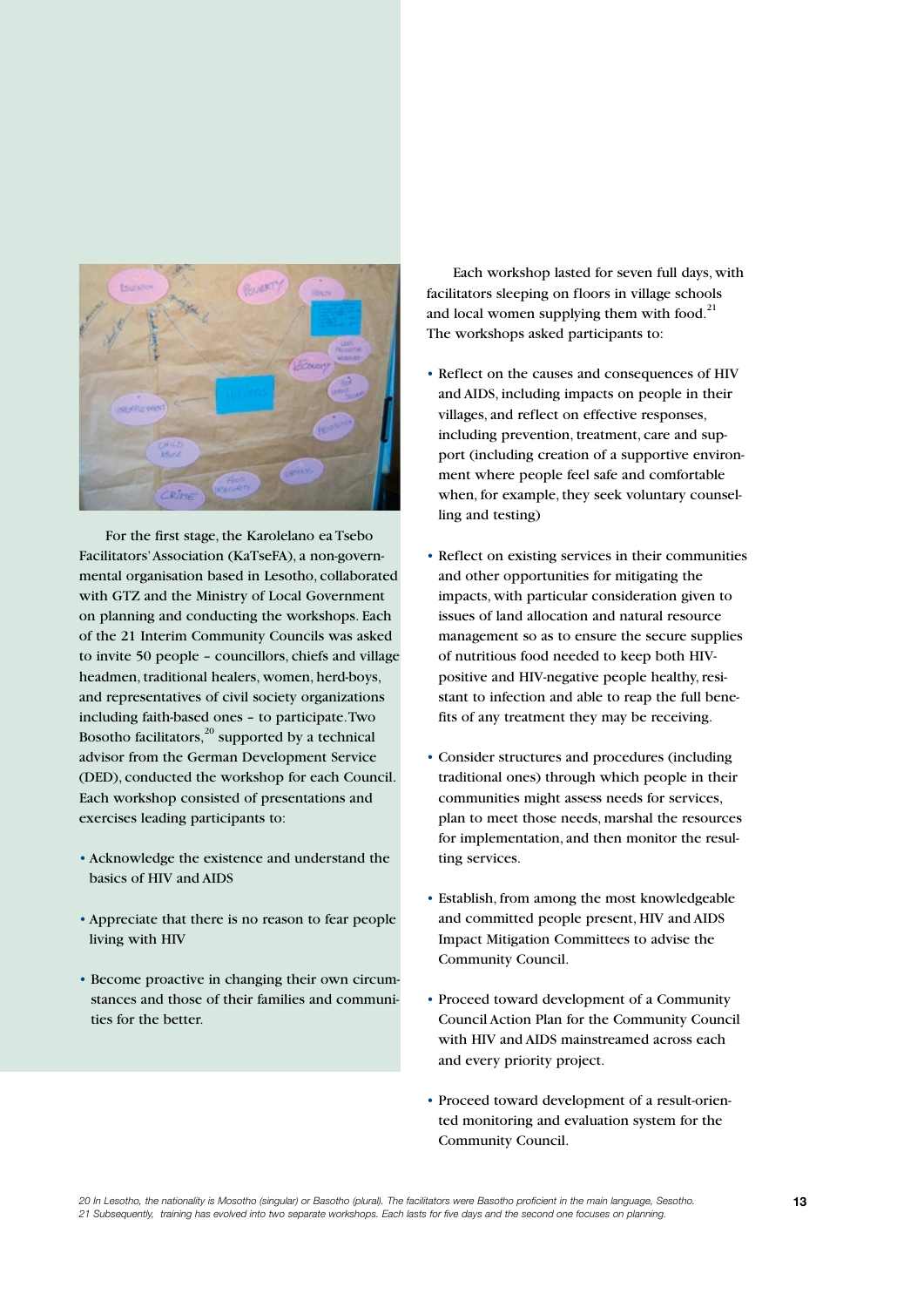For the first stage, the Karolelano ea Tsebo Facilitators' Association (KaTseFA), a non-governmental organisation based in Lesotho, collaborated with GTZ and the Ministry of Local Government on planning and conducting the workshops. Each of the 21 Interim Community Councils was asked to invite 50 people – councillors, chiefs and village headmen, traditional healers, women, herd-boys, and representatives of civil society organizations including faith-based ones – to participate. Two Bosotho facilitators,[20] supported by a technical advisor from the German Development Service (DED), conducted the workshop for each Council. Each workshop consisted of presentations and exercises leading participants to:

- Acknowledge the existence and understand the basics of HIV and AIDS
- Appreciate that there is no reason to fear people living with HIV
- Become proactive in changing their own circumstances and those of their families and communities for the better.

Each workshop lasted for seven full days, with facilitators sleeping on floors in village schools and local women supplying them with food.[21] The workshops asked participants to:

- Reflect on the causes and consequences of HIV and AIDS, including impacts on people in their villages, and reflect on effective responses, including prevention, treatment, care and support (including creation of a supportive environment where people feel safe and comfortable when, for example, they seek voluntary counselling and testing)
- Reflect on existing services in their communities and other opportunities for mitigating the impacts, with particular consideration given to issues of land allocation and natural resource management so as to ensure the secure supplies of nutritious food needed to keep both HIV-positive and HIV-negative people healthy, resistant to infection and able to reap the full benefits of any treatment they may be receiving.
- Consider structures and procedures (including traditional ones) through which people in their communities might assess needs for services, plan to meet those needs, marshal the resources for implementation, and then monitor the resulting services.
- Establish, from among the most knowledgeable and committed people present, HIV and AIDS Impact Mitigation Committees to advise the Community Council.
- Proceed toward development of a Community Council Action Plan for the Community Council with HIV and AIDS mainstreamed across each and every priority project.
- Proceed toward development of a result-oriented monitoring and evaluation system for the Community Council.

*20 In Lesotho, the nationality is Mosotho (singular) or Basotho (plural). The facilitators were Basotho proficient in the main language, Sesotho.*
*21 Subsequently, training has evolved into two separate workshops. Each lasts for five days and the second one focuses on planning.*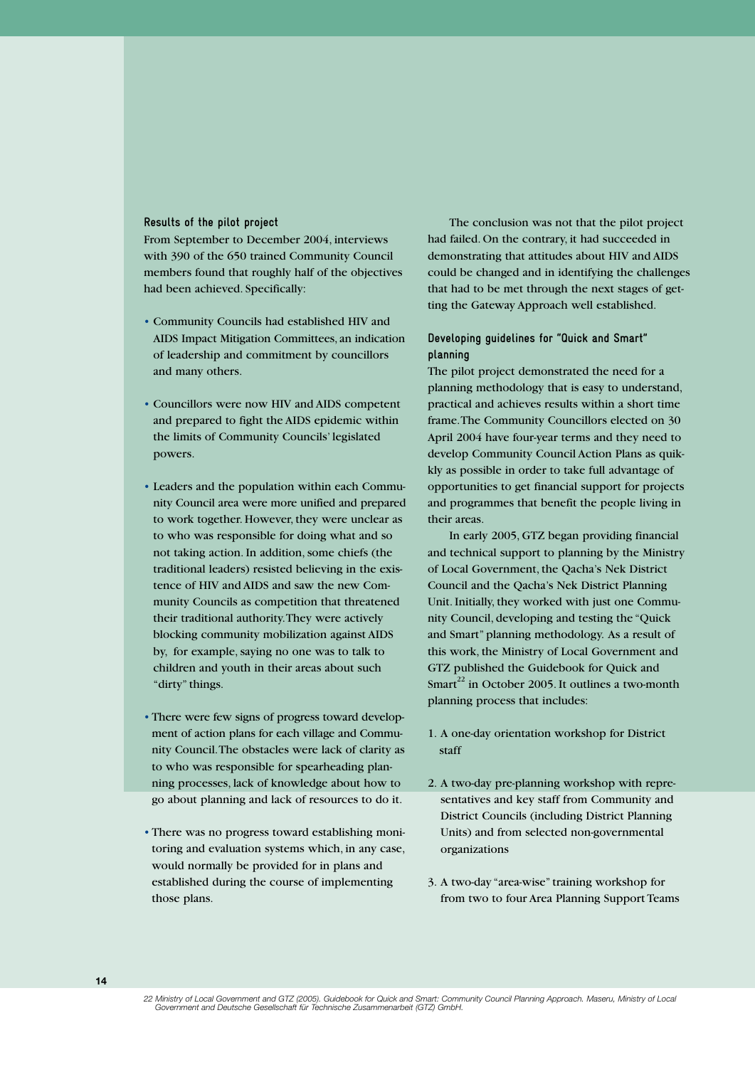### Results of the pilot project

From September to December 2004, interviews with 390 of the 650 trained Community Council members found that roughly half of the objectives had been achieved. Specifically:

- Community Councils had established HIV and AIDS Impact Mitigation Committees, an indication of leadership and commitment by councillors and many others.
- Councillors were now HIV and AIDS competent and prepared to fight the AIDS epidemic within the limits of Community Councils' legislated powers.
- Leaders and the population within each Community Council area were more unified and prepared to work together. However, they were unclear as to who was responsible for doing what and so not taking action. In addition, some chiefs (the traditional leaders) resisted believing in the existence of HIV and AIDS and saw the new Community Councils as competition that threatened their traditional authority. They were actively blocking community mobilization against AIDS by, for example, saying no one was to talk to children and youth in their areas about such "dirty" things.
- There were few signs of progress toward development of action plans for each village and Community Council. The obstacles were lack of clarity as to who was responsible for spearheading planning processes, lack of knowledge about how to go about planning and lack of resources to do it.
- There was no progress toward establishing monitoring and evaluation systems which, in any case, would normally be provided for in plans and established during the course of implementing those plans.

The conclusion was not that the pilot project had failed. On the contrary, it had succeeded in demonstrating that attitudes about HIV and AIDS could be changed and in identifying the challenges that had to be met through the next stages of getting the Gateway Approach well established.

### Developing guidelines for "Quick and Smart" planning

The pilot project demonstrated the need for a planning methodology that is easy to understand, practical and achieves results within a short time frame. The Community Councillors elected on 30 April 2004 have four-year terms and they need to develop Community Council Action Plans as quikkly as possible in order to take full advantage of opportunities to get financial support for projects and programmes that benefit the people living in their areas.

In early 2005, GTZ began providing financial and technical support to planning by the Ministry of Local Government, the Qacha's Nek District Council and the Qacha's Nek District Planning Unit. Initially, they worked with just one Community Council, developing and testing the "Quick and Smart" planning methodology. As a result of this work, the Ministry of Local Government and GTZ published the Guidebook for Quick and Smart[22] in October 2005. It outlines a two-month planning process that includes:

1. A one-day orientation workshop for District staff
2. A two-day pre-planning workshop with representatives and key staff from Community and District Councils (including District Planning Units) and from selected non-governmental organizations
3. A two-day "area-wise" training workshop for from two to four Area Planning Support Teams

22 Ministry of Local Government and GTZ (2005). Guidebook for Quick and Smart: Community Council Planning Approach. Maseru, Ministry of Local Government and Deutsche Gesellschaft für Technische Zusammenarbeit (GTZ) GmbH.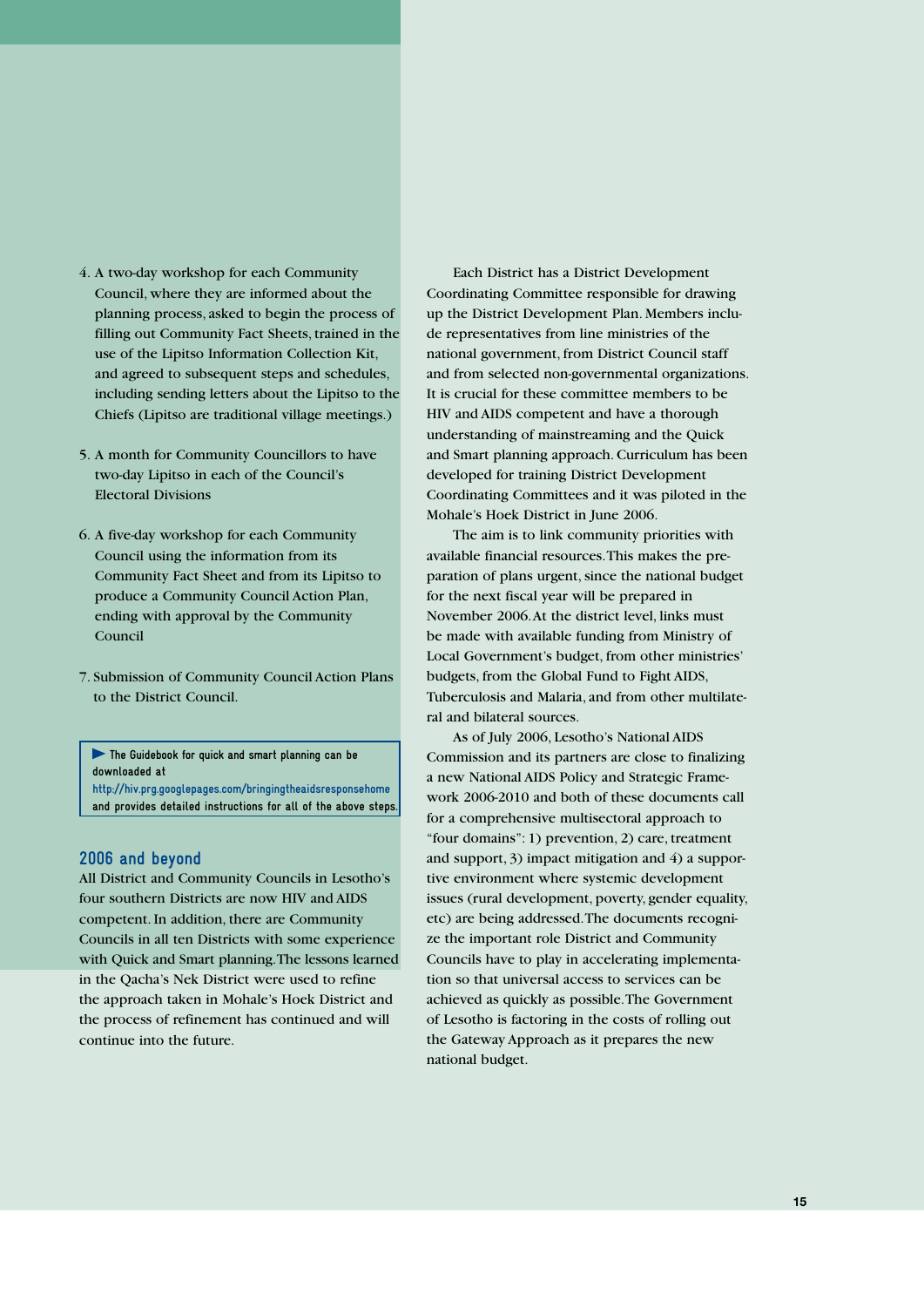4. A two-day workshop for each Community Council, where they are informed about the planning process, asked to begin the process of filling out Community Fact Sheets, trained in the use of the Lipitso Information Collection Kit, and agreed to subsequent steps and schedules, including sending letters about the Lipitso to the Chiefs (Lipitso are traditional village meetings.)

5. A month for Community Councillors to have two-day Lipitso in each of the Council's Electoral Divisions

6. A five-day workshop for each Community Council using the information from its Community Fact Sheet and from its Lipitso to produce a Community Council Action Plan, ending with approval by the Community Council

7. Submission of Community Council Action Plans to the District Council.

> ▶ The Guidebook for quick and smart planning can be downloaded at http://hiv.prg.googlepages.com/bringingtheaidsresponsehome and provides detailed instructions for all of the above steps.

## 2006 and beyond

All District and Community Councils in Lesotho's four southern Districts are now HIV and AIDS competent. In addition, there are Community Councils in all ten Districts with some experience with Quick and Smart planning. The lessons learned in the Qacha's Nek District were used to refine the approach taken in Mohale's Hoek District and the process of refinement has continued and will continue into the future.

Each District has a District Development Coordinating Committee responsible for drawing up the District Development Plan. Members include representatives from line ministries of the national government, from District Council staff and from selected non-governmental organizations. It is crucial for these committee members to be HIV and AIDS competent and have a thorough understanding of mainstreaming and the Quick and Smart planning approach. Curriculum has been developed for training District Development Coordinating Committees and it was piloted in the Mohale's Hoek District in June 2006.

The aim is to link community priorities with available financial resources. This makes the preparation of plans urgent, since the national budget for the next fiscal year will be prepared in November 2006. At the district level, links must be made with available funding from Ministry of Local Government's budget, from other ministries' budgets, from the Global Fund to Fight AIDS, Tuberculosis and Malaria, and from other multilateral and bilateral sources.

As of July 2006, Lesotho's National AIDS Commission and its partners are close to finalizing a new National AIDS Policy and Strategic Framework 2006-2010 and both of these documents call for a comprehensive multisectoral approach to "four domains": 1) prevention, 2) care, treatment and support, 3) impact mitigation and 4) a supportive environment where systemic development issues (rural development, poverty, gender equality, etc) are being addressed. The documents recognize the important role District and Community Councils have to play in accelerating implementation so that universal access to services can be achieved as quickly as possible. The Government of Lesotho is factoring in the costs of rolling out the Gateway Approach as it prepares the new national budget.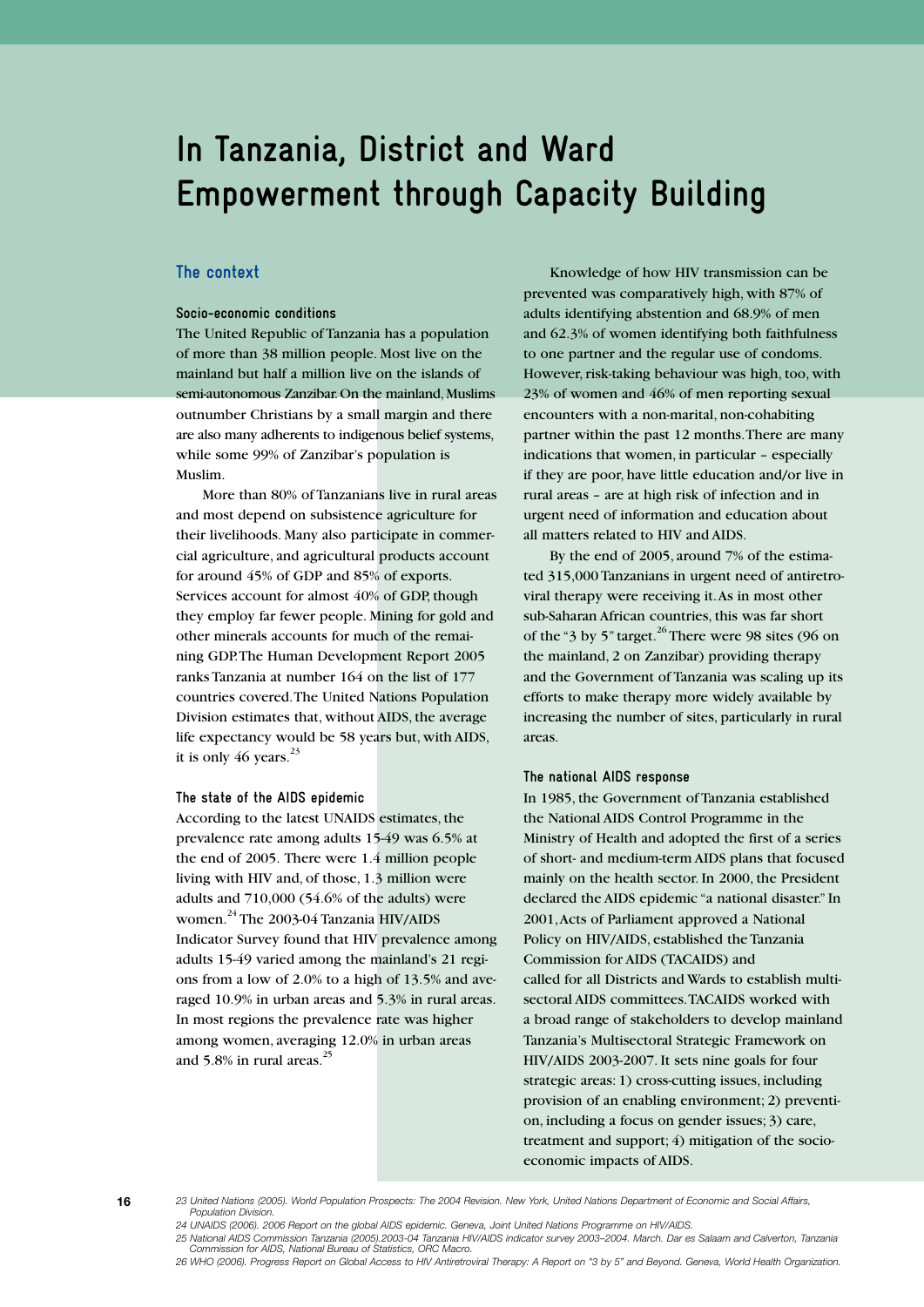# In Tanzania, District and Ward Empowerment through Capacity Building

## The context

### Socio-economic conditions

The United Republic of Tanzania has a population of more than 38 million people. Most live on the mainland but half a million live on the islands of semi-autonomous Zanzibar. On the mainland, Muslims outnumber Christians by a small margin and there are also many adherents to indigenous belief systems, while some 99% of Zanzibar's population is Muslim.

More than 80% of Tanzanians live in rural areas and most depend on subsistence agriculture for their livelihoods. Many also participate in commercial agriculture, and agricultural products account for around 45% of GDP and 85% of exports. Services account for almost 40% of GDP, though they employ far fewer people. Mining for gold and other minerals accounts for much of the remaining GDP. The Human Development Report 2005 ranks Tanzania at number 164 on the list of 177 countries covered. The United Nations Population Division estimates that, without AIDS, the average life expectancy would be 58 years but, with AIDS, it is only 46 years.[23]

### The state of the AIDS epidemic

According to the latest UNAIDS estimates, the prevalence rate among adults 15-49 was 6.5% at the end of 2005. There were 1.4 million people living with HIV and, of those, 1.3 million were adults and 710,000 (54.6% of the adults) were women.[24] The 2003-04 Tanzania HIV/AIDS Indicator Survey found that HIV prevalence among adults 15-49 varied among the mainland's 21 regions from a low of 2.0% to a high of 13.5% and averaged 10.9% in urban areas and 5.3% in rural areas. In most regions the prevalence rate was higher among women, averaging 12.0% in urban areas and 5.8% in rural areas.[25]

Knowledge of how HIV transmission can be prevented was comparatively high, with 87% of adults identifying abstention and 68.9% of men and 62.3% of women identifying both faithfulness to one partner and the regular use of condoms. However, risk-taking behaviour was high, too, with 23% of women and 46% of men reporting sexual encounters with a non-marital, non-cohabiting partner within the past 12 months. There are many indications that women, in particular – especially if they are poor, have little education and/or live in rural areas – are at high risk of infection and in urgent need of information and education about all matters related to HIV and AIDS.

By the end of 2005, around 7% of the estimated 315,000 Tanzanians in urgent need of antiretroviral therapy were receiving it. As in most other sub-Saharan African countries, this was far short of the "3 by 5" target.[26] There were 98 sites (96 on the mainland, 2 on Zanzibar) providing therapy and the Government of Tanzania was scaling up its efforts to make therapy more widely available by increasing the number of sites, particularly in rural areas.

### The national AIDS response

In 1985, the Government of Tanzania established the National AIDS Control Programme in the Ministry of Health and adopted the first of a series of short- and medium-term AIDS plans that focused mainly on the health sector. In 2000, the President declared the AIDS epidemic "a national disaster." In 2001, Acts of Parliament approved a National Policy on HIV/AIDS, established the Tanzania Commission for AIDS (TACAIDS) and called for all Districts and Wards to establish multi-sectoral AIDS committees. TACAIDS worked with a broad range of stakeholders to develop mainland Tanzania's Multisectoral Strategic Framework on HIV/AIDS 2003-2007. It sets nine goals for four strategic areas: 1) cross-cutting issues, including provision of an enabling environment; 2) prevention, including a focus on gender issues; 3) care, treatment and support; 4) mitigation of the socio-economic impacts of AIDS.

---

23 United Nations (2005). World Population Prospects: The 2004 Revision. New York, United Nations Department of Economic and Social Affairs, Population Division.

24 UNAIDS (2006). 2006 Report on the global AIDS epidemic. Geneva, Joint United Nations Programme on HIV/AIDS.

25 National AIDS Commission Tanzania (2005).2003-04 Tanzania HIV/AIDS indicator survey 2003–2004. March. Dar es Salaam and Calverton, Tanzania Commission for AIDS, National Bureau of Statistics, ORC Macro.

26 WHO (2006). Progress Report on Global Access to HIV Antiretroviral Therapy: A Report on "3 by 5" and Beyond. Geneva, World Health Organization.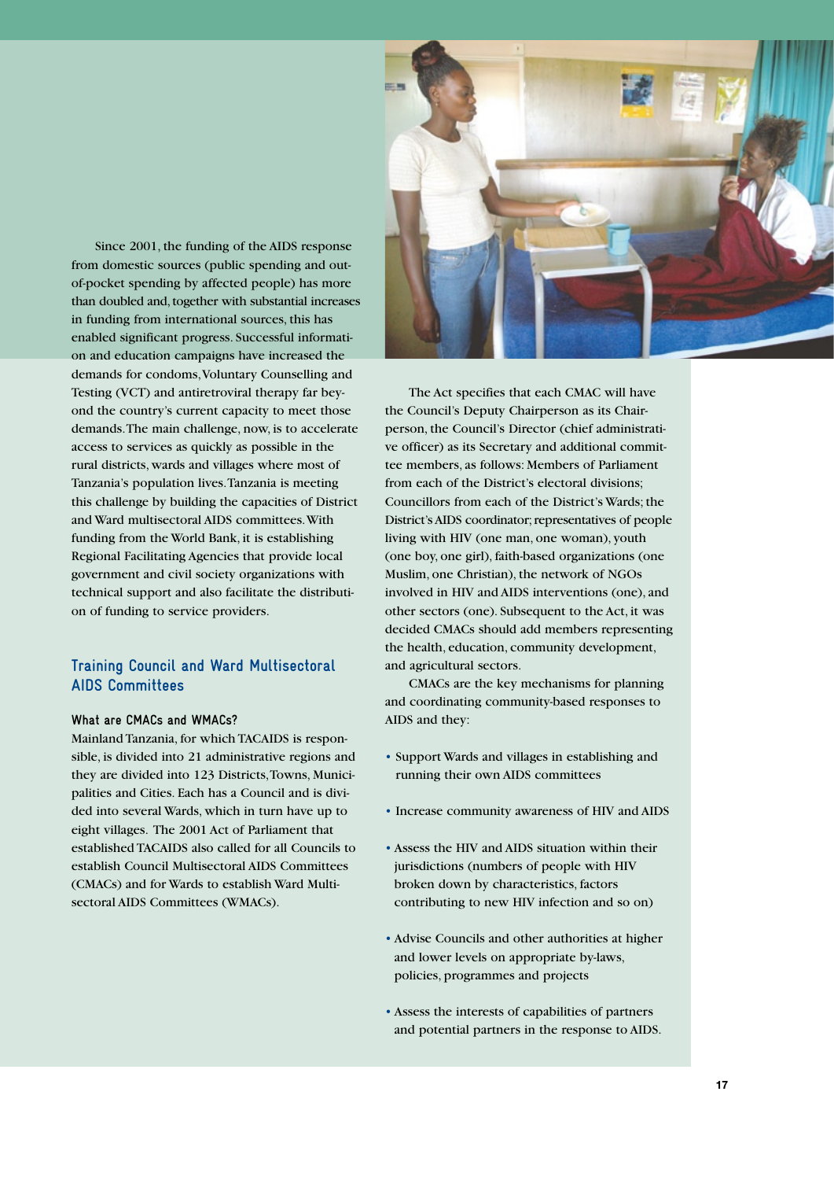Since 2001, the funding of the AIDS response from domestic sources (public spending and out-of-pocket spending by affected people) has more than doubled and, together with substantial increases in funding from international sources, this has enabled significant progress. Successful information and education campaigns have increased the demands for condoms, Voluntary Counselling and Testing (VCT) and antiretroviral therapy far beyond the country's current capacity to meet those demands. The main challenge, now, is to accelerate access to services as quickly as possible in the rural districts, wards and villages where most of Tanzania's population lives. Tanzania is meeting this challenge by building the capacities of District and Ward multisectoral AIDS committees. With funding from the World Bank, it is establishing Regional Facilitating Agencies that provide local government and civil society organizations with technical support and also facilitate the distribution of funding to service providers.

## Training Council and Ward Multisectoral AIDS Committees

### What are CMACs and WMACs?

Mainland Tanzania, for which TACAIDS is responsible, is divided into 21 administrative regions and they are divided into 123 Districts, Towns, Municipalities and Cities. Each has a Council and is divided into several Wards, which in turn have up to eight villages. The 2001 Act of Parliament that established TACAIDS also called for all Councils to establish Council Multisectoral AIDS Committees (CMACs) and for Wards to establish Ward Multisectoral AIDS Committees (WMACs).

The Act specifies that each CMAC will have the Council's Deputy Chairperson as its Chairperson, the Council's Director (chief administrative officer) as its Secretary and additional committee members, as follows: Members of Parliament from each of the District's electoral divisions; Councillors from each of the District's Wards; the District's AIDS coordinator; representatives of people living with HIV (one man, one woman), youth (one boy, one girl), faith-based organizations (one Muslim, one Christian), the network of NGOs involved in HIV and AIDS interventions (one), and other sectors (one). Subsequent to the Act, it was decided CMACs should add members representing the health, education, community development, and agricultural sectors.

CMACs are the key mechanisms for planning and coordinating community-based responses to AIDS and they:

- Support Wards and villages in establishing and running their own AIDS committees
- Increase community awareness of HIV and AIDS
- Assess the HIV and AIDS situation within their jurisdictions (numbers of people with HIV broken down by characteristics, factors contributing to new HIV infection and so on)
- Advise Councils and other authorities at higher and lower levels on appropriate by-laws, policies, programmes and projects
- Assess the interests of capabilities of partners and potential partners in the response to AIDS.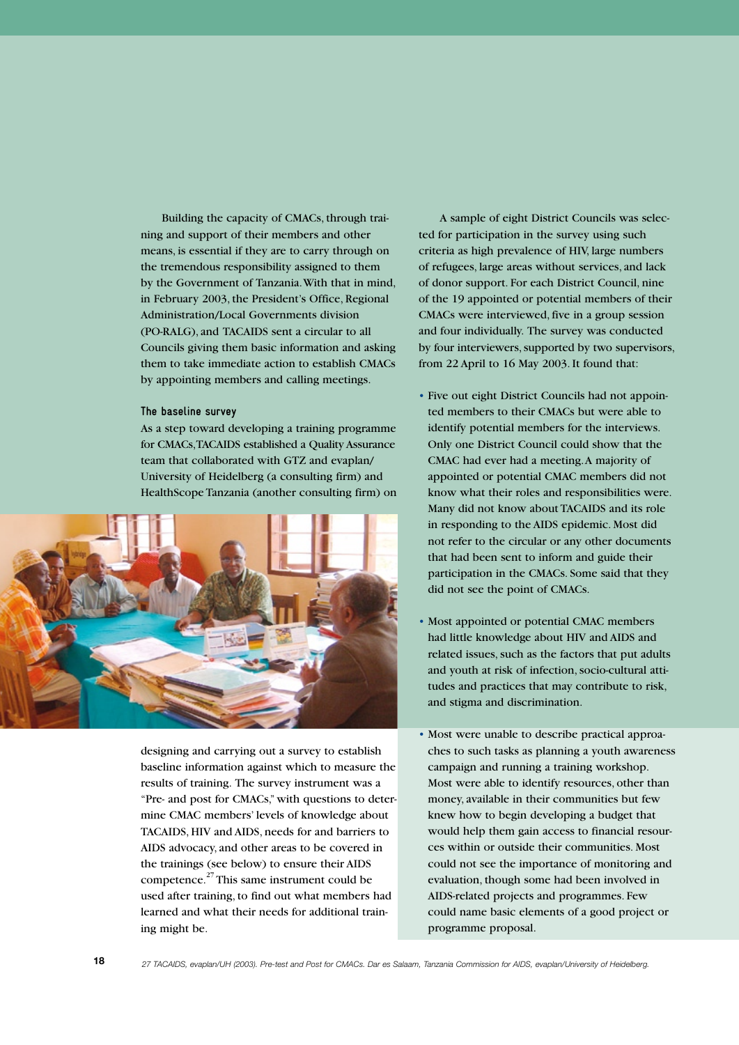Building the capacity of CMACs, through training and support of their members and other means, is essential if they are to carry through on the tremendous responsibility assigned to them by the Government of Tanzania. With that in mind, in February 2003, the President's Office, Regional Administration/Local Governments division (PO-RALG), and TACAIDS sent a circular to all Councils giving them basic information and asking them to take immediate action to establish CMACs by appointing members and calling meetings.

### The baseline survey

As a step toward developing a training programme for CMACs, TACAIDS established a Quality Assurance team that collaborated with GTZ and evaplan/University of Heidelberg (a consulting firm) and HealthScope Tanzania (another consulting firm) on designing and carrying out a survey to establish baseline information against which to measure the results of training. The survey instrument was a "Pre- and post for CMACs," with questions to determine CMAC members' levels of knowledge about TACAIDS, HIV and AIDS, needs for and barriers to AIDS advocacy, and other areas to be covered in the trainings (see below) to ensure their AIDS competence.[27] This same instrument could be used after training, to find out what members had learned and what their needs for additional training might be.

A sample of eight District Councils was selected for participation in the survey using such criteria as high prevalence of HIV, large numbers of refugees, large areas without services, and lack of donor support. For each District Council, nine of the 19 appointed or potential members of their CMACs were interviewed, five in a group session and four individually. The survey was conducted by four interviewers, supported by two supervisors, from 22 April to 16 May 2003. It found that:

- Five out eight District Councils had not appointed members to their CMACs but were able to identify potential members for the interviews. Only one District Council could show that the CMAC had ever had a meeting. A majority of appointed or potential CMAC members did not know what their roles and responsibilities were. Many did not know about TACAIDS and its role in responding to the AIDS epidemic. Most did not refer to the circular or any other documents that had been sent to inform and guide their participation in the CMACs. Some said that they did not see the point of CMACs.

- Most appointed or potential CMAC members had little knowledge about HIV and AIDS and related issues, such as the factors that put adults and youth at risk of infection, socio-cultural attitudes and practices that may contribute to risk, and stigma and discrimination.

- Most were unable to describe practical approaches to such tasks as planning a youth awareness campaign and running a training workshop. Most were able to identify resources, other than money, available in their communities but few knew how to begin developing a budget that would help them gain access to financial resources within or outside their communities. Most could not see the importance of monitoring and evaluation, though some had been involved in AIDS-related projects and programmes. Few could name basic elements of a good project or programme proposal.

27 TACAIDS, evaplan/UH (2003). Pre-test and Post for CMACs. Dar es Salaam, Tanzania Commission for AIDS, evaplan/University of Heidelberg.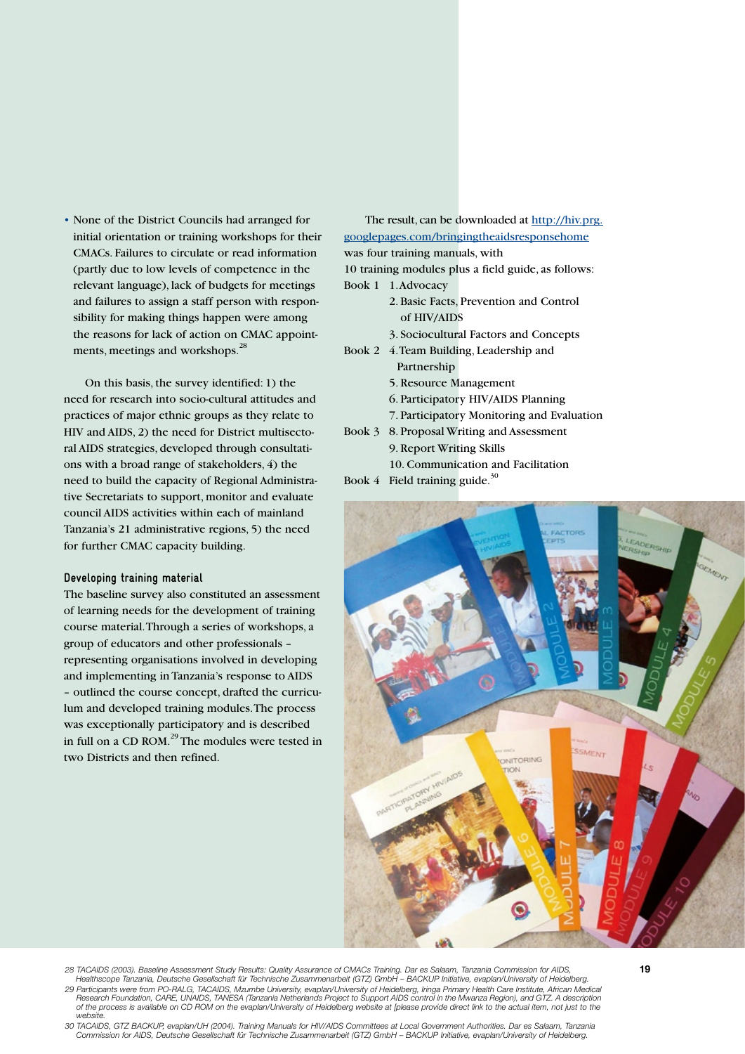- None of the District Councils had arranged for initial orientation or training workshops for their CMACs. Failures to circulate or read information (partly due to low levels of competence in the relevant language), lack of budgets for meetings and failures to assign a staff person with responsibility for making things happen were among the reasons for lack of action on CMAC appointments, meetings and workshops.[28]

On this basis, the survey identified: 1) the need for research into socio-cultural attitudes and practices of major ethnic groups as they relate to HIV and AIDS, 2) the need for District multisectoral AIDS strategies, developed through consultations with a broad range of stakeholders, 4) the need to build the capacity of Regional Administrative Secretariats to support, monitor and evaluate council AIDS activities within each of mainland Tanzania's 21 administrative regions, 5) the need for further CMAC capacity building.

### Developing training material

The baseline survey also constituted an assessment of learning needs for the development of training course material. Through a series of workshops, a group of educators and other professionals – representing organisations involved in developing and implementing in Tanzania's response to AIDS – outlined the course concept, drafted the curriculum and developed training modules. The process was exceptionally participatory and is described in full on a CD ROM.[29] The modules were tested in two Districts and then refined.

The result, can be downloaded at http://hiv.prg.googlepages.com/bringingtheaidsresponsehome was four training manuals, with 10 training modules plus a field guide, as follows:

Book 1
1. Advocacy
2. Basic Facts, Prevention and Control of HIV/AIDS
3. Sociocultural Factors and Concepts

Book 2
4. Team Building, Leadership and Partnership
5. Resource Management
6. Participatory HIV/AIDS Planning
7. Participatory Monitoring and Evaluation

Book 3
8. Proposal Writing and Assessment
9. Report Writing Skills
10. Communication and Facilitation

Book 4
Field training guide.[30]

28 TACAIDS (2003). Baseline Assessment Study Results: Quality Assurance of CMACs Training. Dar es Salaam, Tanzania Commission for AIDS, Healthscope Tanzania, Deutsche Gesellschaft für Technische Zusammenarbeit (GTZ) GmbH – BACKUP Initiative, evaplan/University of Heidelberg.

29 Participants were from PO-RALG, TACAIDS, Mzumbe University, evaplan/University of Heidelberg, Iringa Primary Health Care Institute, African Medical Research Foundation, CARE, UNAIDS, TANESA (Tanzania Netherlands Project to Support AIDS control in the Mwanza Region), and GTZ. A description of the process is available on CD ROM on the evaplan/University of Heidelberg website at [please provide direct link to the actual item, not just to the website.

30 TACAIDS, GTZ BACKUP, evaplan/UH (2004). Training Manuals for HIV/AIDS Committees at Local Government Authorities. Dar es Salaam, Tanzania Commission for AIDS, Deutsche Gesellschaft für Technische Zusammenarbeit (GTZ) GmbH – BACKUP Initiative, evaplan/University of Heidelberg.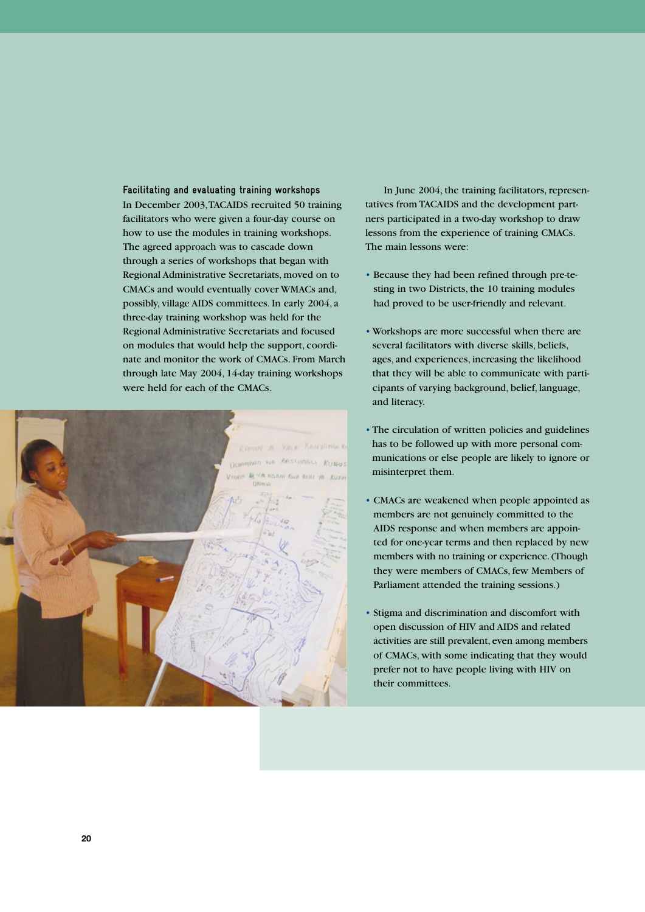### Facilitating and evaluating training workshops

In December 2003, TACAIDS recruited 50 training facilitators who were given a four-day course on how to use the modules in training workshops. The agreed approach was to cascade down through a series of workshops that began with Regional Administrative Secretariats, moved on to CMACs and would eventually cover WMACs and, possibly, village AIDS committees. In early 2004, a three-day training workshop was held for the Regional Administrative Secretariats and focused on modules that would help the support, coordinate and monitor the work of CMACs. From March through late May 2004, 14-day training workshops were held for each of the CMACs.

In June 2004, the training facilitators, representatives from TACAIDS and the development partners participated in a two-day workshop to draw lessons from the experience of training CMACs. The main lessons were:

- Because they had been refined through pre-testing in two Districts, the 10 training modules had proved to be user-friendly and relevant.
- Workshops are more successful when there are several facilitators with diverse skills, beliefs, ages, and experiences, increasing the likelihood that they will be able to communicate with participants of varying background, belief, language, and literacy.
- The circulation of written policies and guidelines has to be followed up with more personal communications or else people are likely to ignore or misinterpret them.
- CMACs are weakened when people appointed as members are not genuinely committed to the AIDS response and when members are appointed for one-year terms and then replaced by new members with no training or experience. (Though they were members of CMACs, few Members of Parliament attended the training sessions.)
- Stigma and discrimination and discomfort with open discussion of HIV and AIDS and related activities are still prevalent, even among members of CMACs, with some indicating that they would prefer not to have people living with HIV on their committees.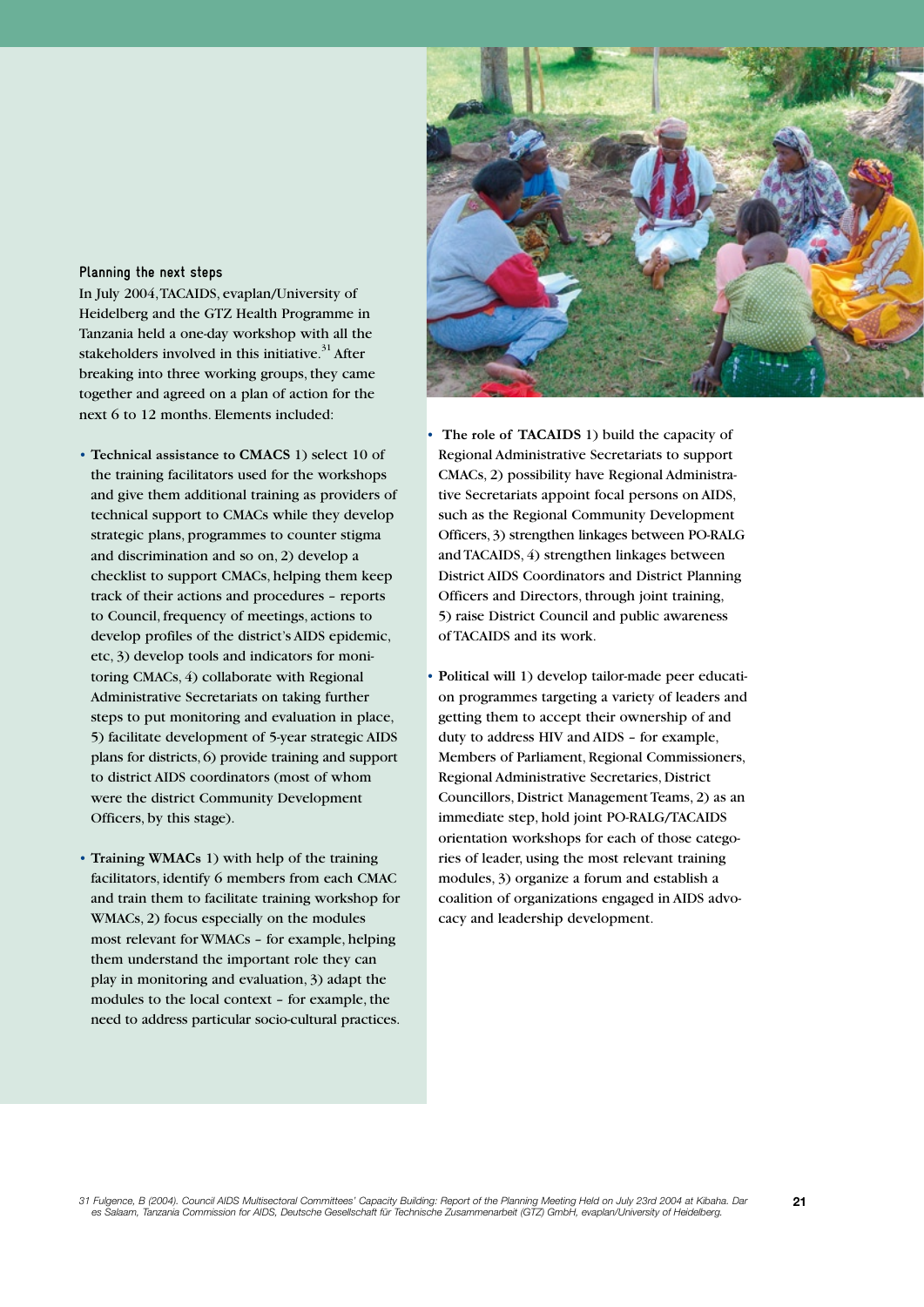### Planning the next steps

In July 2004, TACAIDS, evaplan/University of Heidelberg and the GTZ Health Programme in Tanzania held a one-day workshop with all the stakeholders involved in this initiative.[31] After breaking into three working groups, they came together and agreed on a plan of action for the next 6 to 12 months. Elements included:

- **Technical assistance to CMACS** 1) select 10 of the training facilitators used for the workshops and give them additional training as providers of technical support to CMACs while they develop strategic plans, programmes to counter stigma and discrimination and so on, 2) develop a checklist to support CMACs, helping them keep track of their actions and procedures – reports to Council, frequency of meetings, actions to develop profiles of the district's AIDS epidemic, etc, 3) develop tools and indicators for monitoring CMACs, 4) collaborate with Regional Administrative Secretariats on taking further steps to put monitoring and evaluation in place, 5) facilitate development of 5-year strategic AIDS plans for districts, 6) provide training and support to district AIDS coordinators (most of whom were the district Community Development Officers, by this stage).

- **Training WMACs** 1) with help of the training facilitators, identify 6 members from each CMAC and train them to facilitate training workshop for WMACs, 2) focus especially on the modules most relevant for WMACs – for example, helping them understand the important role they can play in monitoring and evaluation, 3) adapt the modules to the local context – for example, the need to address particular socio-cultural practices.

- **The role of TACAIDS** 1) build the capacity of Regional Administrative Secretariats to support CMACs, 2) possibility have Regional Administrative Secretariats appoint focal persons on AIDS, such as the Regional Community Development Officers, 3) strengthen linkages between PO-RALG and TACAIDS, 4) strengthen linkages between District AIDS Coordinators and District Planning Officers and Directors, through joint training, 5) raise District Council and public awareness of TACAIDS and its work.

- **Political will** 1) develop tailor-made peer education programmes targeting a variety of leaders and getting them to accept their ownership of and duty to address HIV and AIDS – for example, Members of Parliament, Regional Commissioners, Regional Administrative Secretaries, District Councillors, District Management Teams, 2) as an immediate step, hold joint PO-RALG/TACAIDS orientation workshops for each of those categories of leader, using the most relevant training modules, 3) organize a forum and establish a coalition of organizations engaged in AIDS advocacy and leadership development.

*31 Fulgence, B (2004). Council AIDS Multisectoral Committees' Capacity Building: Report of the Planning Meeting Held on July 23rd 2004 at Kibaha. Dar es Salaam, Tanzania Commission for AIDS, Deutsche Gesellschaft für Technische Zusammenarbeit (GTZ) GmbH, evaplan/University of Heidelberg.*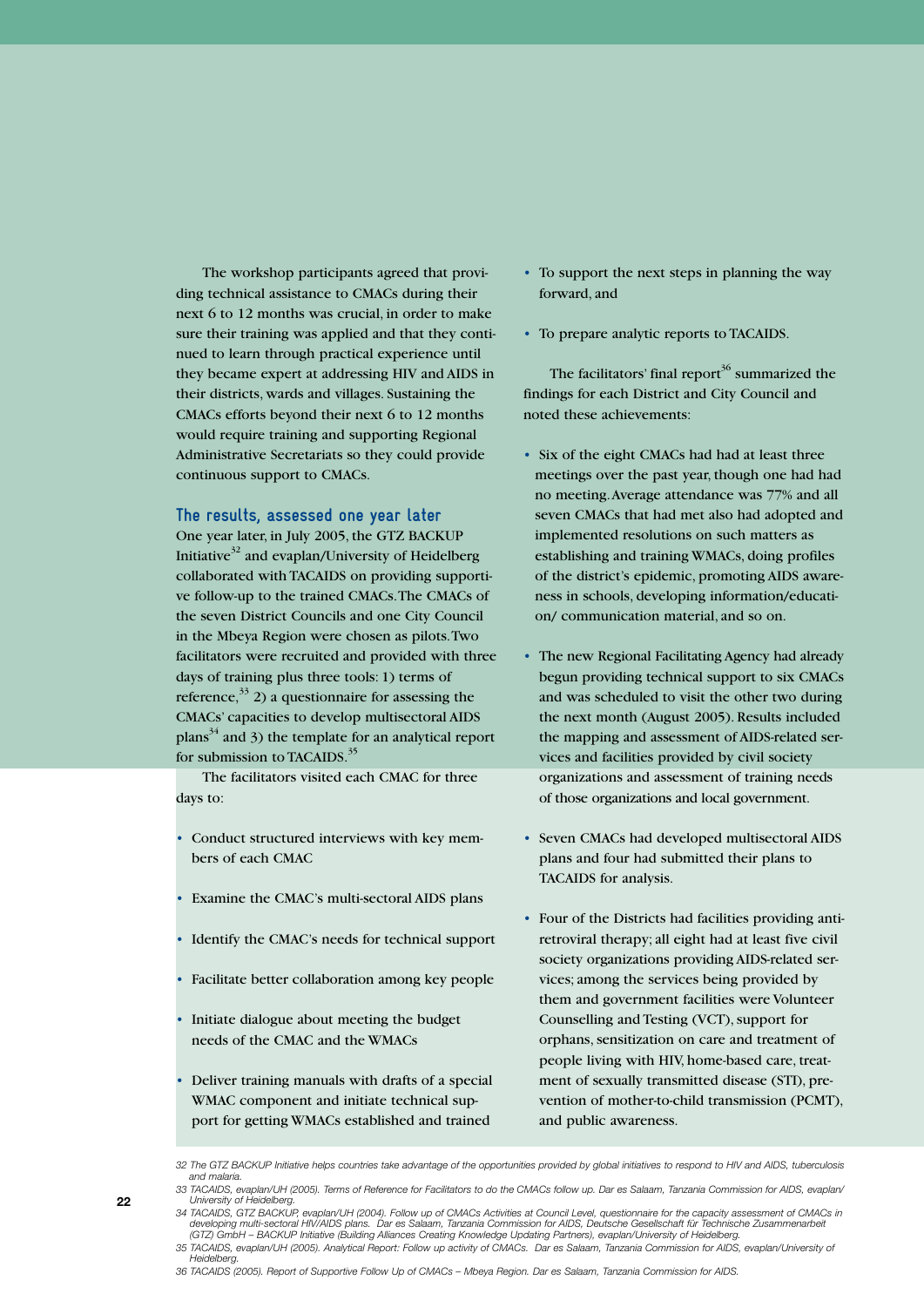The workshop participants agreed that providing technical assistance to CMACs during their next 6 to 12 months was crucial, in order to make sure their training was applied and that they continued to learn through practical experience until they became expert at addressing HIV and AIDS in their districts, wards and villages. Sustaining the CMACs efforts beyond their next 6 to 12 months would require training and supporting Regional Administrative Secretariats so they could provide continuous support to CMACs.

### The results, assessed one year later

One year later, in July 2005, the GTZ BACKUP Initiative[32] and evaplan/University of Heidelberg collaborated with TACAIDS on providing supportive follow-up to the trained CMACs. The CMACs of the seven District Councils and one City Council in the Mbeya Region were chosen as pilots. Two facilitators were recruited and provided with three days of training plus three tools: 1) terms of reference,[33] 2) a questionnaire for assessing the CMACs' capacities to develop multisectoral AIDS plans[34] and 3) the template for an analytical report for submission to TACAIDS.[35]

The facilitators visited each CMAC for three days to:

- Conduct structured interviews with key members of each CMAC
- Examine the CMAC's multi-sectoral AIDS plans
- Identify the CMAC's needs for technical support
- Facilitate better collaboration among key people
- Initiate dialogue about meeting the budget needs of the CMAC and the WMACs
- Deliver training manuals with drafts of a special WMAC component and initiate technical support for getting WMACs established and trained
- To support the next steps in planning the way forward, and
- To prepare analytic reports to TACAIDS.

The facilitators' final report[36] summarized the findings for each District and City Council and noted these achievements:

- Six of the eight CMACs had had at least three meetings over the past year, though one had had no meeting. Average attendance was 77% and all seven CMACs that had met also had adopted and implemented resolutions on such matters as establishing and training WMACs, doing profiles of the district's epidemic, promoting AIDS awareness in schools, developing information/education/ communication material, and so on.
- The new Regional Facilitating Agency had already begun providing technical support to six CMACs and was scheduled to visit the other two during the next month (August 2005). Results included the mapping and assessment of AIDS-related services and facilities provided by civil society organizations and assessment of training needs of those organizations and local government.
- Seven CMACs had developed multisectoral AIDS plans and four had submitted their plans to TACAIDS for analysis.
- Four of the Districts had facilities providing antiretroviral therapy; all eight had at least five civil society organizations providing AIDS-related services; among the services being provided by them and government facilities were Volunteer Counselling and Testing (VCT), support for orphans, sensitization on care and treatment of people living with HIV, home-based care, treatment of sexually transmitted disease (STI), prevention of mother-to-child transmission (PCMT), and public awareness.

*32 The GTZ BACKUP Initiative helps countries take advantage of the opportunities provided by global initiatives to respond to HIV and AIDS, tuberculosis and malaria.*

*33 TACAIDS, evaplan/UH (2005). Terms of Reference for Facilitators to do the CMACs follow up. Dar es Salaam, Tanzania Commission for AIDS, evaplan/ University of Heidelberg.*

*34 TACAIDS, GTZ BACKUP, evaplan/UH (2004). Follow up of CMACs Activities at Council Level, questionnaire for the capacity assessment of CMACs in developing multi-sectoral HIV/AIDS plans. Dar es Salaam, Tanzania Commission for AIDS, Deutsche Gesellschaft für Technische Zusammenarbeit (GTZ) GmbH – BACKUP Initiative (Building Alliances Creating Knowledge Updating Partners), evaplan/University of Heidelberg.*

*35 TACAIDS, evaplan/UH (2005). Analytical Report: Follow up activity of CMACs. Dar es Salaam, Tanzania Commission for AIDS, evaplan/University of Heidelberg.*

*36 TACAIDS (2005). Report of Supportive Follow Up of CMACs – Mbeya Region. Dar es Salaam, Tanzania Commission for AIDS.*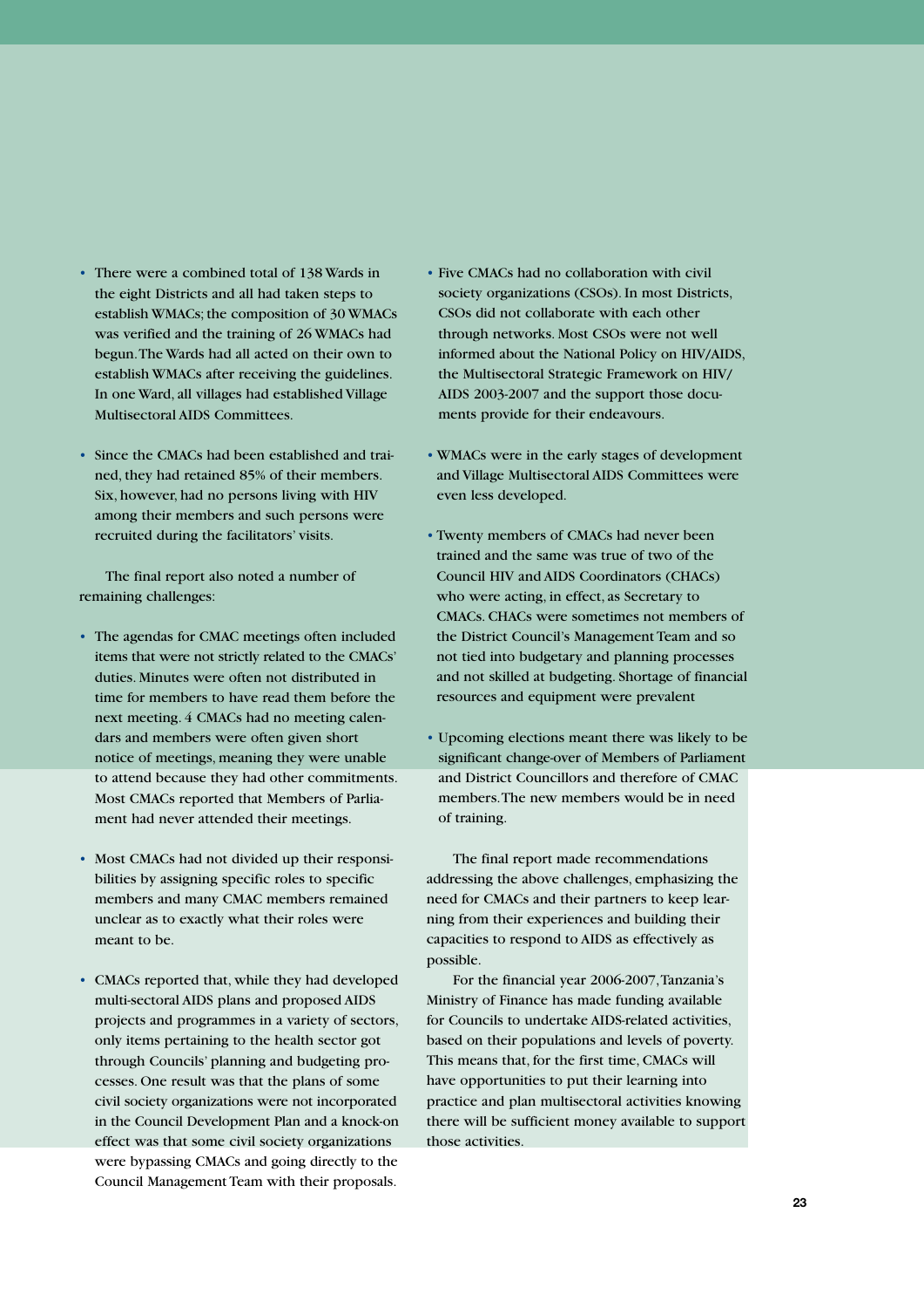- There were a combined total of 138 Wards in the eight Districts and all had taken steps to establish WMACs; the composition of 30 WMACs was verified and the training of 26 WMACs had begun. The Wards had all acted on their own to establish WMACs after receiving the guidelines. In one Ward, all villages had established Village Multisectoral AIDS Committees.

- Since the CMACs had been established and trained, they had retained 85% of their members. Six, however, had no persons living with HIV among their members and such persons were recruited during the facilitators' visits.

The final report also noted a number of remaining challenges:

- The agendas for CMAC meetings often included items that were not strictly related to the CMACs' duties. Minutes were often not distributed in time for members to have read them before the next meeting. 4 CMACs had no meeting calendars and members were often given short notice of meetings, meaning they were unable to attend because they had other commitments. Most CMACs reported that Members of Parliament had never attended their meetings.

- Most CMACs had not divided up their responsibilities by assigning specific roles to specific members and many CMAC members remained unclear as to exactly what their roles were meant to be.

- CMACs reported that, while they had developed multi-sectoral AIDS plans and proposed AIDS projects and programmes in a variety of sectors, only items pertaining to the health sector got through Councils' planning and budgeting processes. One result was that the plans of some civil society organizations were not incorporated in the Council Development Plan and a knock-on effect was that some civil society organizations were bypassing CMACs and going directly to the Council Management Team with their proposals.

- Five CMACs had no collaboration with civil society organizations (CSOs). In most Districts, CSOs did not collaborate with each other through networks. Most CSOs were not well informed about the National Policy on HIV/AIDS, the Multisectoral Strategic Framework on HIV/AIDS 2003-2007 and the support those documents provide for their endeavours.

- WMACs were in the early stages of development and Village Multisectoral AIDS Committees were even less developed.

- Twenty members of CMACs had never been trained and the same was true of two of the Council HIV and AIDS Coordinators (CHACs) who were acting, in effect, as Secretary to CMACs. CHACs were sometimes not members of the District Council's Management Team and so not tied into budgetary and planning processes and not skilled at budgeting. Shortage of financial resources and equipment were prevalent

- Upcoming elections meant there was likely to be significant change-over of Members of Parliament and District Councillors and therefore of CMAC members. The new members would be in need of training.

The final report made recommendations addressing the above challenges, emphasizing the need for CMACs and their partners to keep learning from their experiences and building their capacities to respond to AIDS as effectively as possible.

For the financial year 2006-2007, Tanzania's Ministry of Finance has made funding available for Councils to undertake AIDS-related activities, based on their populations and levels of poverty. This means that, for the first time, CMACs will have opportunities to put their learning into practice and plan multisectoral activities knowing there will be sufficient money available to support those activities.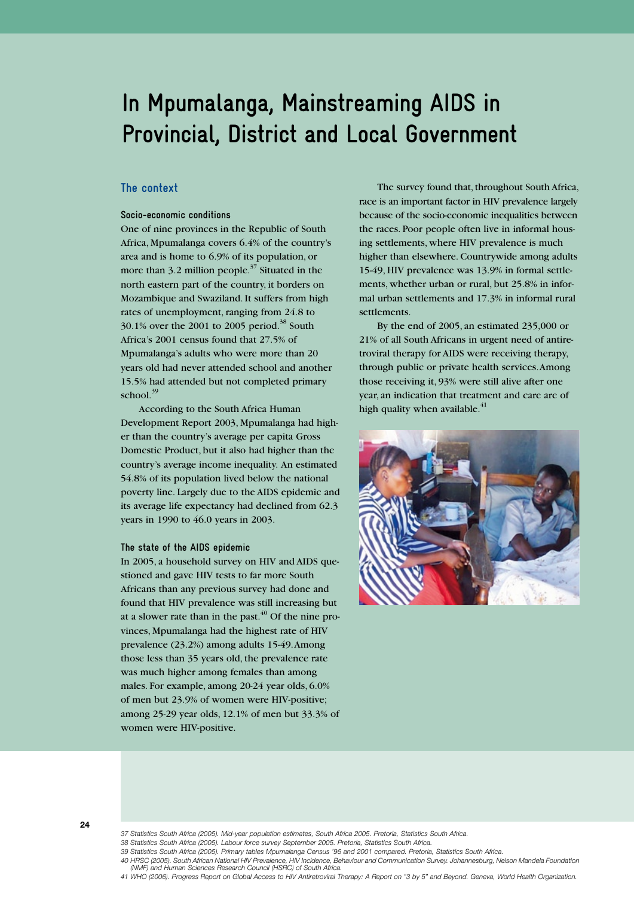# In Mpumalanga, Mainstreaming AIDS in Provincial, District and Local Government

## The context

### Socio-economic conditions

One of nine provinces in the Republic of South Africa, Mpumalanga covers 6.4% of the country's area and is home to 6.9% of its population, or more than 3.2 million people.[37] Situated in the north eastern part of the country, it borders on Mozambique and Swaziland. It suffers from high rates of unemployment, ranging from 24.8 to 30.1% over the 2001 to 2005 period.[38] South Africa's 2001 census found that 27.5% of Mpumalanga's adults who were more than 20 years old had never attended school and another 15.5% had attended but not completed primary school.[39]

According to the South Africa Human Development Report 2003, Mpumalanga had higher than the country's average per capita Gross Domestic Product, but it also had higher than the country's average income inequality. An estimated 54.8% of its population lived below the national poverty line. Largely due to the AIDS epidemic and its average life expectancy had declined from 62.3 years in 1990 to 46.0 years in 2003.

### The state of the AIDS epidemic

In 2005, a household survey on HIV and AIDS questioned and gave HIV tests to far more South Africans than any previous survey had done and found that HIV prevalence was still increasing but at a slower rate than in the past.[40] Of the nine provinces, Mpumalanga had the highest rate of HIV prevalence (23.2%) among adults 15-49. Among those less than 35 years old, the prevalence rate was much higher among females than among males. For example, among 20-24 year olds, 6.0% of men but 23.9% of women were HIV-positive; among 25-29 year olds, 12.1% of men but 33.3% of women were HIV-positive.

The survey found that, throughout South Africa, race is an important factor in HIV prevalence largely because of the socio-economic inequalities between the races. Poor people often live in informal housing settlements, where HIV prevalence is much higher than elsewhere. Countrywide among adults 15-49, HIV prevalence was 13.9% in formal settlements, whether urban or rural, but 25.8% in informal urban settlements and 17.3% in informal rural settlements.

By the end of 2005, an estimated 235,000 or 21% of all South Africans in urgent need of antiretroviral therapy for AIDS were receiving therapy, through public or private health services. Among those receiving it, 93% were still alive after one year, an indication that treatment and care are of high quality when available.[41]

---

37 Statistics South Africa (2005). *Mid-year population estimates, South Africa 2005.* Pretoria, Statistics South Africa.

38 Statistics South Africa (2005). *Labour force survey September 2005.* Pretoria, Statistics South Africa.

39 Statistics South Africa (2005). *Primary tables Mpumalanga Census '96 and 2001 compared.* Pretoria, Statistics South Africa.

40 HRSC (2005). *South African National HIV Prevalence, HIV Incidence, Behaviour and Communication Survey.* Johannesburg, Nelson Mandela Foundation (NMF) and Human Sciences Research Council (HSRC) of South Africa.

41 WHO (2006). *Progress Report on Global Access to HIV Antiretroviral Therapy: A Report on "3 by 5" and Beyond.* Geneva, World Health Organization.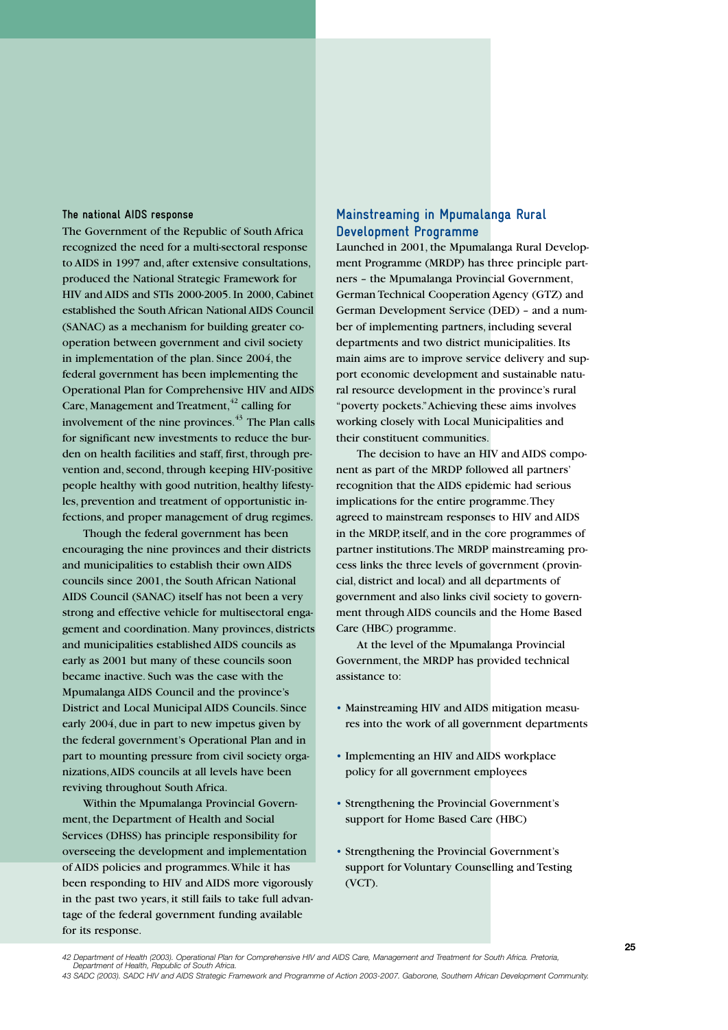### The national AIDS response

The Government of the Republic of South Africa recognized the need for a multi-sectoral response to AIDS in 1997 and, after extensive consultations, produced the National Strategic Framework for HIV and AIDS and STIs 2000-2005. In 2000, Cabinet established the South African National AIDS Council (SANAC) as a mechanism for building greater co-operation between government and civil society in implementation of the plan. Since 2004, the federal government has been implementing the Operational Plan for Comprehensive HIV and AIDS Care, Management and Treatment,[42] calling for involvement of the nine provinces.[43] The Plan calls for significant new investments to reduce the burden on health facilities and staff, first, through prevention and, second, through keeping HIV-positive people healthy with good nutrition, healthy lifestyles, prevention and treatment of opportunistic infections, and proper management of drug regimes.

Though the federal government has been encouraging the nine provinces and their districts and municipalities to establish their own AIDS councils since 2001, the South African National AIDS Council (SANAC) itself has not been a very strong and effective vehicle for multisectoral engagement and coordination. Many provinces, districts and municipalities established AIDS councils as early as 2001 but many of these councils soon became inactive. Such was the case with the Mpumalanga AIDS Council and the province's District and Local Municipal AIDS Councils. Since early 2004, due in part to new impetus given by the federal government's Operational Plan and in part to mounting pressure from civil society organizations, AIDS councils at all levels have been reviving throughout South Africa.

Within the Mpumalanga Provincial Government, the Department of Health and Social Services (DHSS) has principle responsibility for overseeing the development and implementation of AIDS policies and programmes. While it has been responding to HIV and AIDS more vigorously in the past two years, it still fails to take full advantage of the federal government funding available for its response.

## Mainstreaming in Mpumalanga Rural Development Programme

Launched in 2001, the Mpumalanga Rural Development Programme (MRDP) has three principle partners – the Mpumalanga Provincial Government, German Technical Cooperation Agency (GTZ) and German Development Service (DED) – and a number of implementing partners, including several departments and two district municipalities. Its main aims are to improve service delivery and support economic development and sustainable natural resource development in the province's rural "poverty pockets." Achieving these aims involves working closely with Local Municipalities and their constituent communities.

The decision to have an HIV and AIDS component as part of the MRDP followed all partners' recognition that the AIDS epidemic had serious implications for the entire programme. They agreed to mainstream responses to HIV and AIDS in the MRDP, itself, and in the core programmes of partner institutions. The MRDP mainstreaming process links the three levels of government (provincial, district and local) and all departments of government and also links civil society to government through AIDS councils and the Home Based Care (HBC) programme.

At the level of the Mpumalanga Provincial Government, the MRDP has provided technical assistance to:

- Mainstreaming HIV and AIDS mitigation measures into the work of all government departments
- Implementing an HIV and AIDS workplace policy for all government employees
- Strengthening the Provincial Government's support for Home Based Care (HBC)
- Strengthening the Provincial Government's support for Voluntary Counselling and Testing (VCT).

*42 Department of Health (2003). Operational Plan for Comprehensive HIV and AIDS Care, Management and Treatment for South Africa. Pretoria, Department of Health, Republic of South Africa.*

*43 SADC (2003). SADC HIV and AIDS Strategic Framework and Programme of Action 2003-2007. Gaborone, Southern African Development Community.*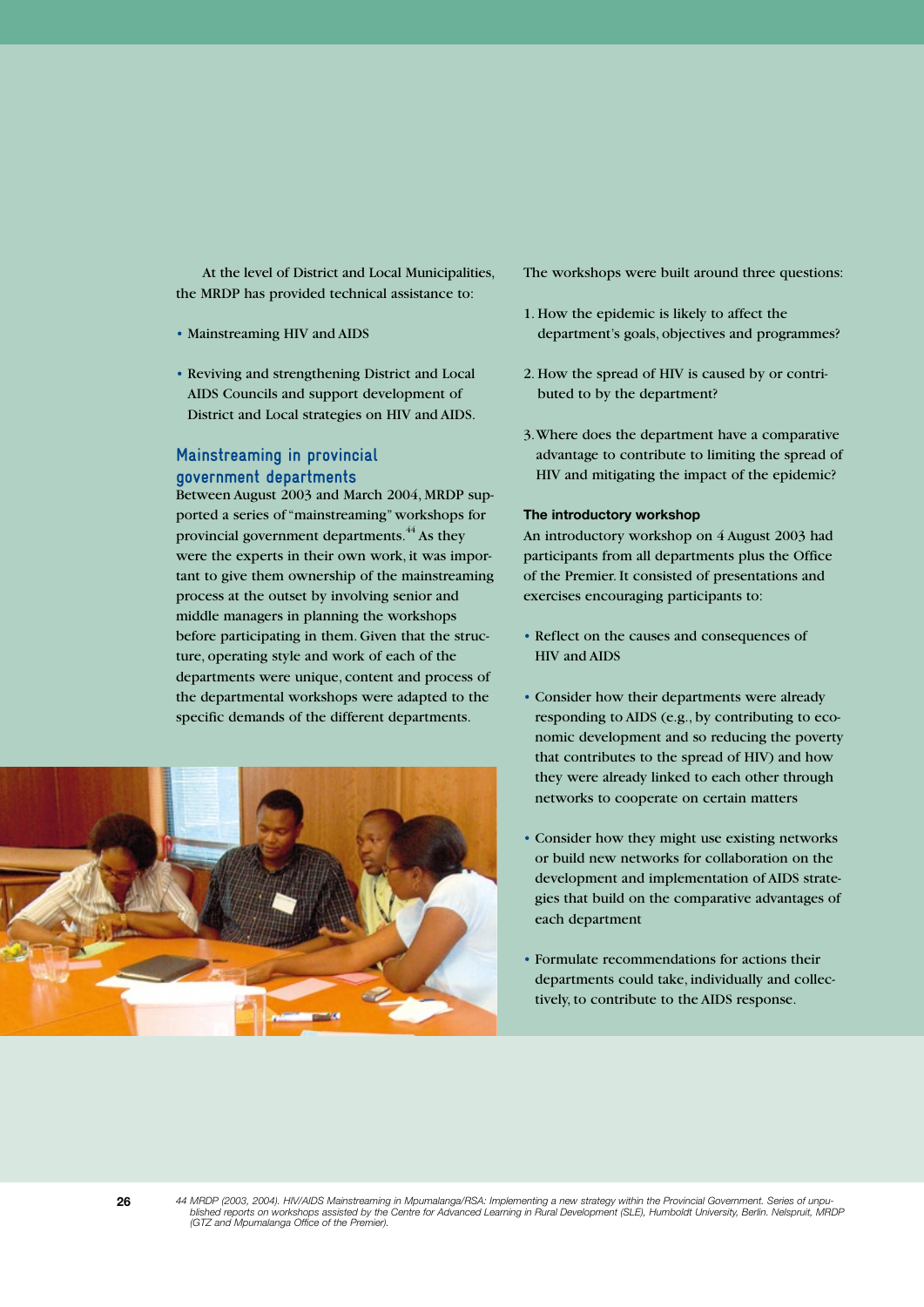At the level of District and Local Municipalities, the MRDP has provided technical assistance to:

- Mainstreaming HIV and AIDS
- Reviving and strengthening District and Local AIDS Councils and support development of District and Local strategies on HIV and AIDS.

## Mainstreaming in provincial government departments

Between August 2003 and March 2004, MRDP supported a series of "mainstreaming" workshops for provincial government departments.[44] As they were the experts in their own work, it was important to give them ownership of the mainstreaming process at the outset by involving senior and middle managers in planning the workshops before participating in them. Given that the structure, operating style and work of each of the departments were unique, content and process of the departmental workshops were adapted to the specific demands of the different departments.

The workshops were built around three questions:

1. How the epidemic is likely to affect the department's goals, objectives and programmes?
2. How the spread of HIV is caused by or contributed to by the department?
3. Where does the department have a comparative advantage to contribute to limiting the spread of HIV and mitigating the impact of the epidemic?

### The introductory workshop

An introductory workshop on 4 August 2003 had participants from all departments plus the Office of the Premier. It consisted of presentations and exercises encouraging participants to:

- Reflect on the causes and consequences of HIV and AIDS
- Consider how their departments were already responding to AIDS (e.g., by contributing to economic development and so reducing the poverty that contributes to the spread of HIV) and how they were already linked to each other through networks to cooperate on certain matters
- Consider how they might use existing networks or build new networks for collaboration on the development and implementation of AIDS strategies that build on the comparative advantages of each department
- Formulate recommendations for actions their departments could take, individually and collectively, to contribute to the AIDS response.

*44 MRDP (2003, 2004). HIV/AIDS Mainstreaming in Mpumalanga/RSA: Implementing a new strategy within the Provincial Government. Series of unpublished reports on workshops assisted by the Centre for Advanced Learning in Rural Development (SLE), Humboldt University, Berlin. Nelspruit, MRDP (GTZ and Mpumalanga Office of the Premier).*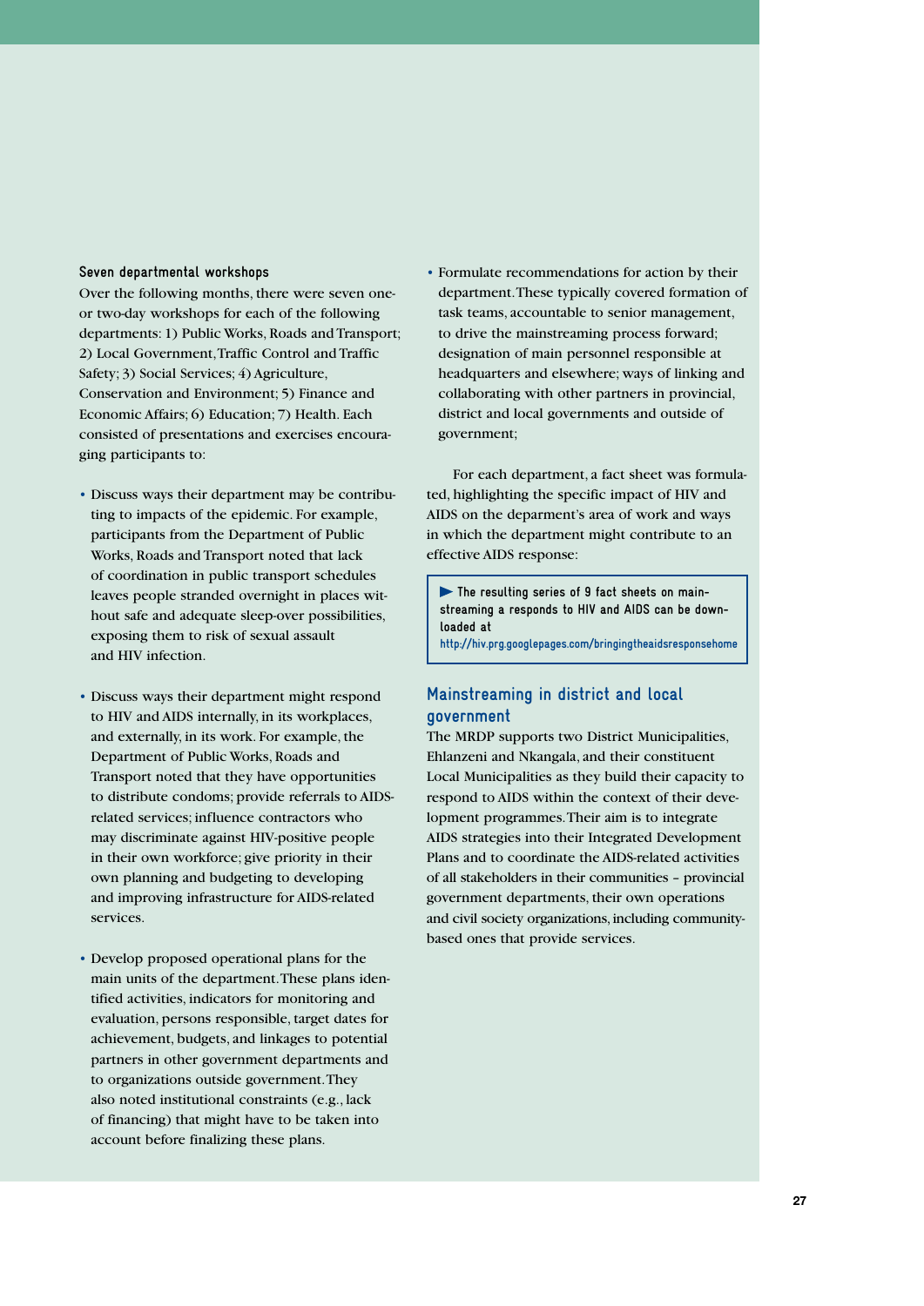### Seven departmental workshops

Over the following months, there were seven one- or two-day workshops for each of the following departments: 1) Public Works, Roads and Transport; 2) Local Government, Traffic Control and Traffic Safety; 3) Social Services; 4) Agriculture, Conservation and Environment; 5) Finance and Economic Affairs; 6) Education; 7) Health. Each consisted of presentations and exercises encouraging participants to:

- Discuss ways their department may be contributing to impacts of the epidemic. For example, participants from the Department of Public Works, Roads and Transport noted that lack of coordination in public transport schedules leaves people stranded overnight in places without safe and adequate sleep-over possibilities, exposing them to risk of sexual assault and HIV infection.
- Discuss ways their department might respond to HIV and AIDS internally, in its workplaces, and externally, in its work. For example, the Department of Public Works, Roads and Transport noted that they have opportunities to distribute condoms; provide referrals to AIDS-related services; influence contractors who may discriminate against HIV-positive people in their own workforce; give priority in their own planning and budgeting to developing and improving infrastructure for AIDS-related services.
- Develop proposed operational plans for the main units of the department. These plans identified activities, indicators for monitoring and evaluation, persons responsible, target dates for achievement, budgets, and linkages to potential partners in other government departments and to organizations outside government. They also noted institutional constraints (e.g., lack of financing) that might have to be taken into account before finalizing these plans.
- Formulate recommendations for action by their department. These typically covered formation of task teams, accountable to senior management, to drive the mainstreaming process forward; designation of main personnel responsible at headquarters and elsewhere; ways of linking and collaborating with other partners in provincial, district and local governments and outside of government;

For each department, a fact sheet was formulated, highlighting the specific impact of HIV and AIDS on the deparment's area of work and ways in which the department might contribute to an effective AIDS response:

> ▶ The resulting series of 9 fact sheets on mainstreaming a responds to HIV and AIDS can be downloaded at
> http://hiv.prg.googlepages.com/bringingtheaidsresponsehome

## Mainstreaming in district and local government

The MRDP supports two District Municipalities, Ehlanzeni and Nkangala, and their constituent Local Municipalities as they build their capacity to respond to AIDS within the context of their development programmes. Their aim is to integrate AIDS strategies into their Integrated Development Plans and to coordinate the AIDS-related activities of all stakeholders in their communities – provincial government departments, their own operations and civil society organizations, including community-based ones that provide services.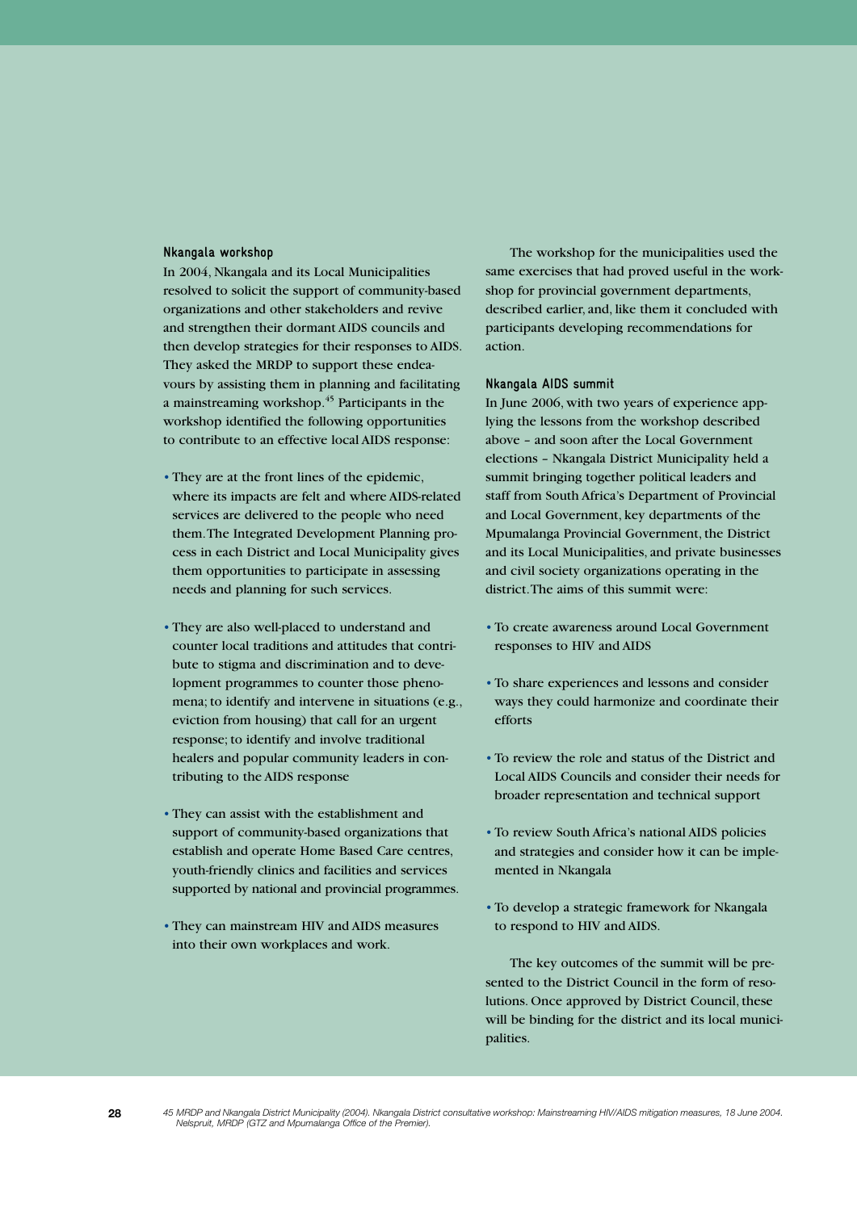### Nkangala workshop

In 2004, Nkangala and its Local Municipalities resolved to solicit the support of community-based organizations and other stakeholders and revive and strengthen their dormant AIDS councils and then develop strategies for their responses to AIDS. They asked the MRDP to support these endeavours by assisting them in planning and facilitating a mainstreaming workshop.[45] Participants in the workshop identified the following opportunities to contribute to an effective local AIDS response:

- They are at the front lines of the epidemic, where its impacts are felt and where AIDS-related services are delivered to the people who need them. The Integrated Development Planning process in each District and Local Municipality gives them opportunities to participate in assessing needs and planning for such services.
- They are also well-placed to understand and counter local traditions and attitudes that contribute to stigma and discrimination and to development programmes to counter those phenomena; to identify and intervene in situations (e.g., eviction from housing) that call for an urgent response; to identify and involve traditional healers and popular community leaders in contributing to the AIDS response
- They can assist with the establishment and support of community-based organizations that establish and operate Home Based Care centres, youth-friendly clinics and facilities and services supported by national and provincial programmes.
- They can mainstream HIV and AIDS measures into their own workplaces and work.

The workshop for the municipalities used the same exercises that had proved useful in the workshop for provincial government departments, described earlier, and, like them it concluded with participants developing recommendations for action.

### Nkangala AIDS summit

In June 2006, with two years of experience applying the lessons from the workshop described above – and soon after the Local Government elections – Nkangala District Municipality held a summit bringing together political leaders and staff from South Africa's Department of Provincial and Local Government, key departments of the Mpumalanga Provincial Government, the District and its Local Municipalities, and private businesses and civil society organizations operating in the district. The aims of this summit were:

- To create awareness around Local Government responses to HIV and AIDS
- To share experiences and lessons and consider ways they could harmonize and coordinate their efforts
- To review the role and status of the District and Local AIDS Councils and consider their needs for broader representation and technical support
- To review South Africa's national AIDS policies and strategies and consider how it can be implemented in Nkangala
- To develop a strategic framework for Nkangala to respond to HIV and AIDS.

The key outcomes of the summit will be presented to the District Council in the form of resolutions. Once approved by District Council, these will be binding for the district and its local municipalities.

*45 MRDP and Nkangala District Municipality (2004). Nkangala District consultative workshop: Mainstreaming HIV/AIDS mitigation measures, 18 June 2004. Nelspruit, MRDP (GTZ and Mpumalanga Office of the Premier).*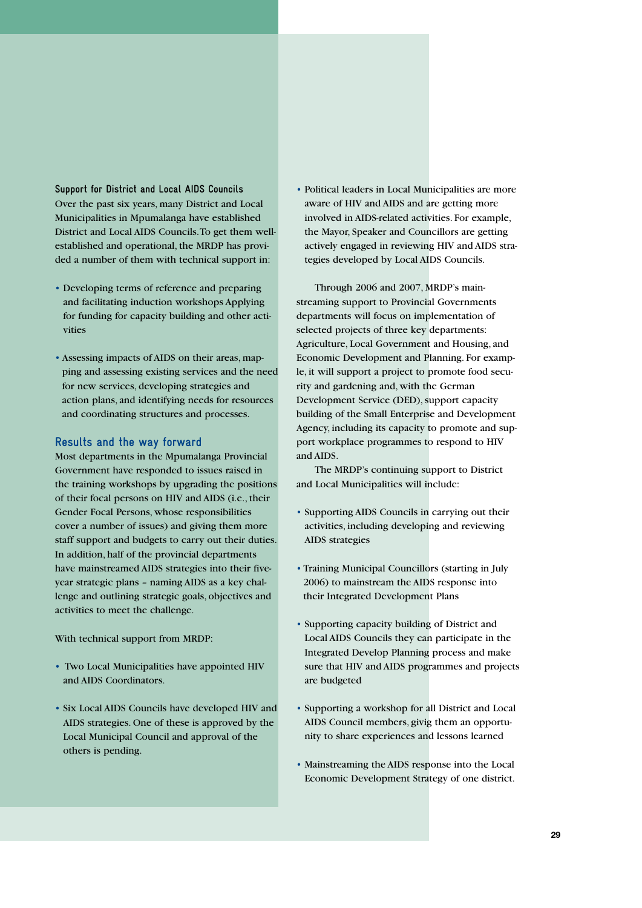### Support for District and Local AIDS Councils

Over the past six years, many District and Local Municipalities in Mpumalanga have established District and Local AIDS Councils. To get them well-established and operational, the MRDP has provided a number of them with technical support in:

- Developing terms of reference and preparing and facilitating induction workshops Applying for funding for capacity building and other activities
- Assessing impacts of AIDS on their areas, mapping and assessing existing services and the need for new services, developing strategies and action plans, and identifying needs for resources and coordinating structures and processes.

## Results and the way forward

Most departments in the Mpumalanga Provincial Government have responded to issues raised in the training workshops by upgrading the positions of their focal persons on HIV and AIDS (i.e., their Gender Focal Persons, whose responsibilities cover a number of issues) and giving them more staff support and budgets to carry out their duties. In addition, half of the provincial departments have mainstreamed AIDS strategies into their five-year strategic plans – naming AIDS as a key challenge and outlining strategic goals, objectives and activities to meet the challenge.

With technical support from MRDP:

- Two Local Municipalities have appointed HIV and AIDS Coordinators.
- Six Local AIDS Councils have developed HIV and AIDS strategies. One of these is approved by the Local Municipal Council and approval of the others is pending.
- Political leaders in Local Municipalities are more aware of HIV and AIDS and are getting more involved in AIDS-related activities. For example, the Mayor, Speaker and Councillors are getting actively engaged in reviewing HIV and AIDS strategies developed by Local AIDS Councils.

Through 2006 and 2007, MRDP's mainstreaming support to Provincial Governments departments will focus on implementation of selected projects of three key departments: Agriculture, Local Government and Housing, and Economic Development and Planning. For example, it will support a project to promote food security and gardening and, with the German Development Service (DED), support capacity building of the Small Enterprise and Development Agency, including its capacity to promote and support workplace programmes to respond to HIV and AIDS.

The MRDP's continuing support to District and Local Municipalities will include:

- Supporting AIDS Councils in carrying out their activities, including developing and reviewing AIDS strategies
- Training Municipal Councillors (starting in July 2006) to mainstream the AIDS response into their Integrated Development Plans
- Supporting capacity building of District and Local AIDS Councils they can participate in the Integrated Develop Planning process and make sure that HIV and AIDS programmes and projects are budgeted
- Supporting a workshop for all District and Local AIDS Council members, givig them an opportunity to share experiences and lessons learned
- Mainstreaming the AIDS response into the Local Economic Development Strategy of one district.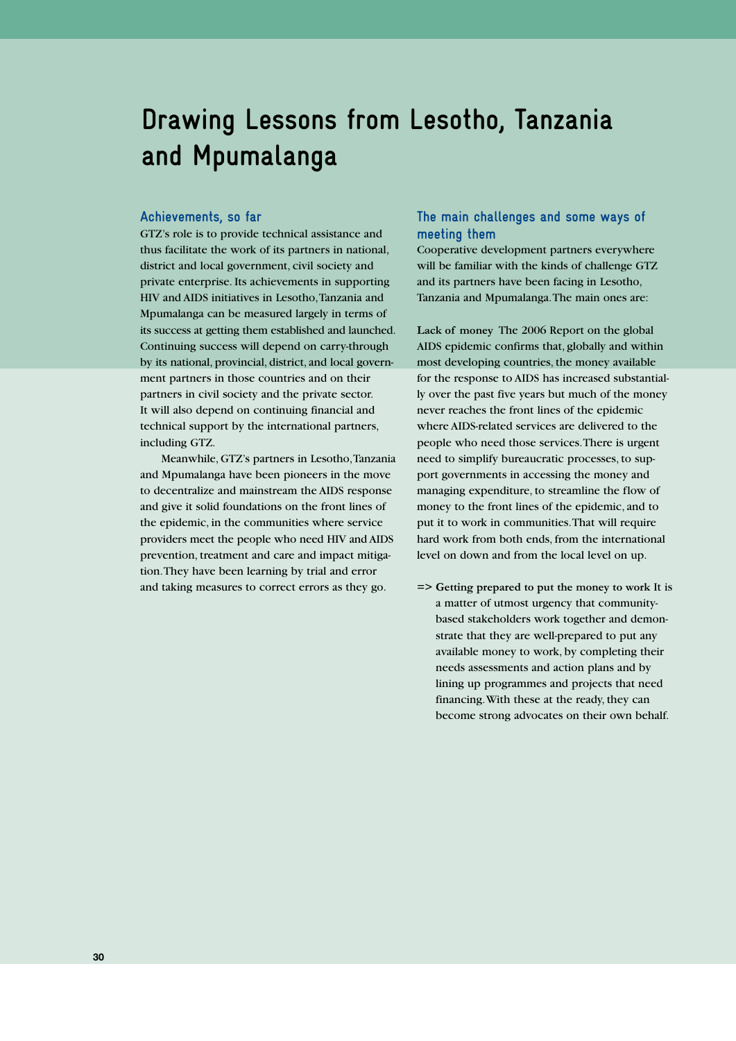# Drawing Lessons from Lesotho, Tanzania and Mpumalanga

## Achievements, so far

GTZ's role is to provide technical assistance and thus facilitate the work of its partners in national, district and local government, civil society and private enterprise. Its achievements in supporting HIV and AIDS initiatives in Lesotho, Tanzania and Mpumalanga can be measured largely in terms of its success at getting them established and launched. Continuing success will depend on carry-through by its national, provincial, district, and local government partners in those countries and on their partners in civil society and the private sector. It will also depend on continuing financial and technical support by the international partners, including GTZ.

Meanwhile, GTZ's partners in Lesotho, Tanzania and Mpumalanga have been pioneers in the move to decentralize and mainstream the AIDS response and give it solid foundations on the front lines of the epidemic, in the communities where service providers meet the people who need HIV and AIDS prevention, treatment and care and impact mitigation. They have been learning by trial and error and taking measures to correct errors as they go.

## The main challenges and some ways of meeting them

Cooperative development partners everywhere will be familiar with the kinds of challenge GTZ and its partners have been facing in Lesotho, Tanzania and Mpumalanga. The main ones are:

**Lack of money** The 2006 Report on the global AIDS epidemic confirms that, globally and within most developing countries, the money available for the response to AIDS has increased substantially over the past five years but much of the money never reaches the front lines of the epidemic where AIDS-related services are delivered to the people who need those services. There is urgent need to simplify bureaucratic processes, to support governments in accessing the money and managing expenditure, to streamline the flow of money to the front lines of the epidemic, and to put it to work in communities. That will require hard work from both ends, from the international level on down and from the local level on up.

=> **Getting prepared to put the money to work** It is a matter of utmost urgency that community-based stakeholders work together and demonstrate that they are well-prepared to put any available money to work, by completing their needs assessments and action plans and by lining up programmes and projects that need financing. With these at the ready, they can become strong advocates on their own behalf.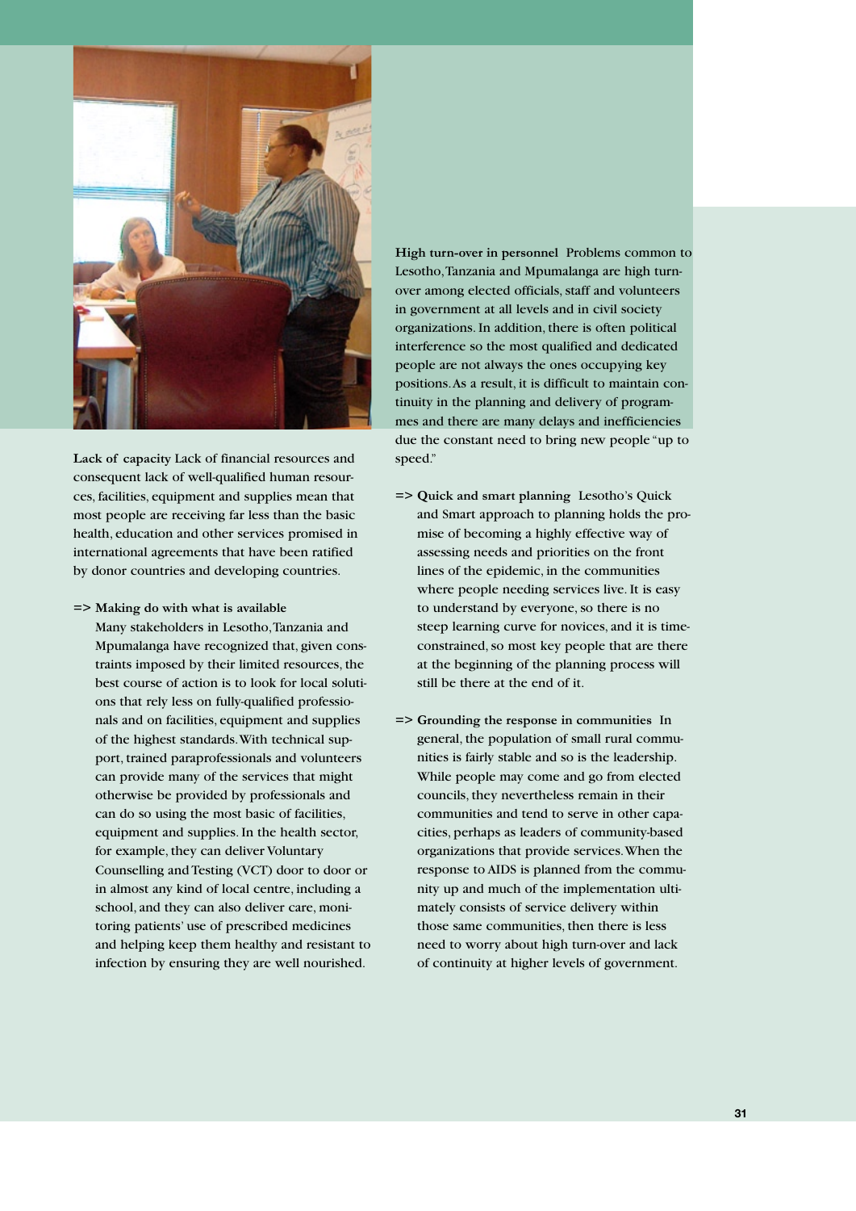**Lack of capacity** Lack of financial resources and consequent lack of well-qualified human resources, facilities, equipment and supplies mean that most people are receiving far less than the basic health, education and other services promised in international agreements that have been ratified by donor countries and developing countries.

=> **Making do with what is available** Many stakeholders in Lesotho, Tanzania and Mpumalanga have recognized that, given constraints imposed by their limited resources, the best course of action is to look for local solutions that rely less on fully-qualified professionals and on facilities, equipment and supplies of the highest standards. With technical support, trained paraprofessionals and volunteers can provide many of the services that might otherwise be provided by professionals and can do so using the most basic of facilities, equipment and supplies. In the health sector, for example, they can deliver Voluntary Counselling and Testing (VCT) door to door or in almost any kind of local centre, including a school, and they can also deliver care, monitoring patients' use of prescribed medicines and helping keep them healthy and resistant to infection by ensuring they are well nourished.

**High turn-over in personnel** Problems common to Lesotho, Tanzania and Mpumalanga are high turn-over among elected officials, staff and volunteers in government at all levels and in civil society organizations. In addition, there is often political interference so the most qualified and dedicated people are not always the ones occupying key positions. As a result, it is difficult to maintain continuity in the planning and delivery of programmes and there are many delays and inefficiencies due the constant need to bring new people "up to speed."

=> **Quick and smart planning** Lesotho's Quick and Smart approach to planning holds the promise of becoming a highly effective way of assessing needs and priorities on the front lines of the epidemic, in the communities where people needing services live. It is easy to understand by everyone, so there is no steep learning curve for novices, and it is time-constrained, so most key people that are there at the beginning of the planning process will still be there at the end of it.

=> **Grounding the response in communities** In general, the population of small rural communities is fairly stable and so is the leadership. While people may come and go from elected councils, they nevertheless remain in their communities and tend to serve in other capacities, perhaps as leaders of community-based organizations that provide services. When the response to AIDS is planned from the community up and much of the implementation ultimately consists of service delivery within those same communities, then there is less need to worry about high turn-over and lack of continuity at higher levels of government.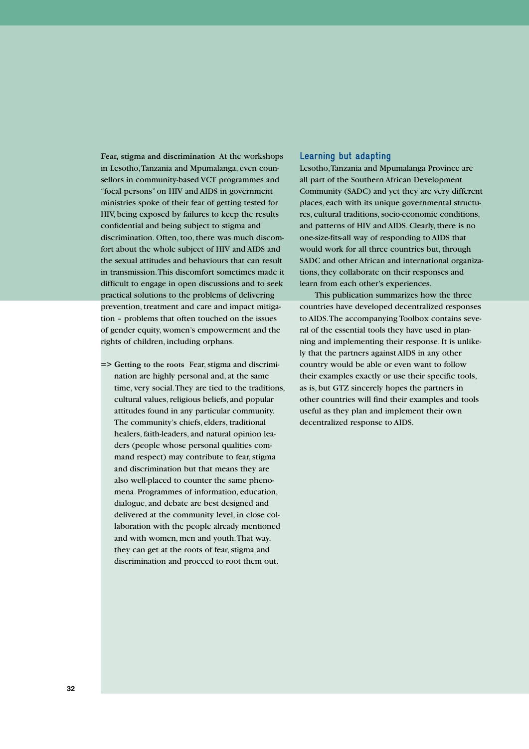**Fear, stigma and discrimination** At the workshops in Lesotho, Tanzania and Mpumalanga, even counsellors in community-based VCT programmes and "focal persons" on HIV and AIDS in government ministries spoke of their fear of getting tested for HIV, being exposed by failures to keep the results confidential and being subject to stigma and discrimination. Often, too, there was much discomfort about the whole subject of HIV and AIDS and the sexual attitudes and behaviours that can result in transmission. This discomfort sometimes made it difficult to engage in open discussions and to seek practical solutions to the problems of delivering prevention, treatment and care and impact mitigation – problems that often touched on the issues of gender equity, women's empowerment and the rights of children, including orphans.

=> **Getting to the roots** Fear, stigma and discrimination are highly personal and, at the same time, very social. They are tied to the traditions, cultural values, religious beliefs, and popular attitudes found in any particular community. The community's chiefs, elders, traditional healers, faith-leaders, and natural opinion leaders (people whose personal qualities command respect) may contribute to fear, stigma and discrimination but that means they are also well-placed to counter the same phenomena. Programmes of information, education, dialogue, and debate are best designed and delivered at the community level, in close collaboration with the people already mentioned and with women, men and youth. That way, they can get at the roots of fear, stigma and discrimination and proceed to root them out.

## Learning but adapting

Lesotho, Tanzania and Mpumalanga Province are all part of the Southern African Development Community (SADC) and yet they are very different places, each with its unique governmental structures, cultural traditions, socio-economic conditions, and patterns of HIV and AIDS. Clearly, there is no one-size-fits-all way of responding to AIDS that would work for all three countries but, through SADC and other African and international organizations, they collaborate on their responses and learn from each other's experiences.

This publication summarizes how the three countries have developed decentralized responses to AIDS. The accompanying Toolbox contains several of the essential tools they have used in planning and implementing their response. It is unlikely that the partners against AIDS in any other country would be able or even want to follow their examples exactly or use their specific tools, as is, but GTZ sincerely hopes the partners in other countries will find their examples and tools useful as they plan and implement their own decentralized response to AIDS.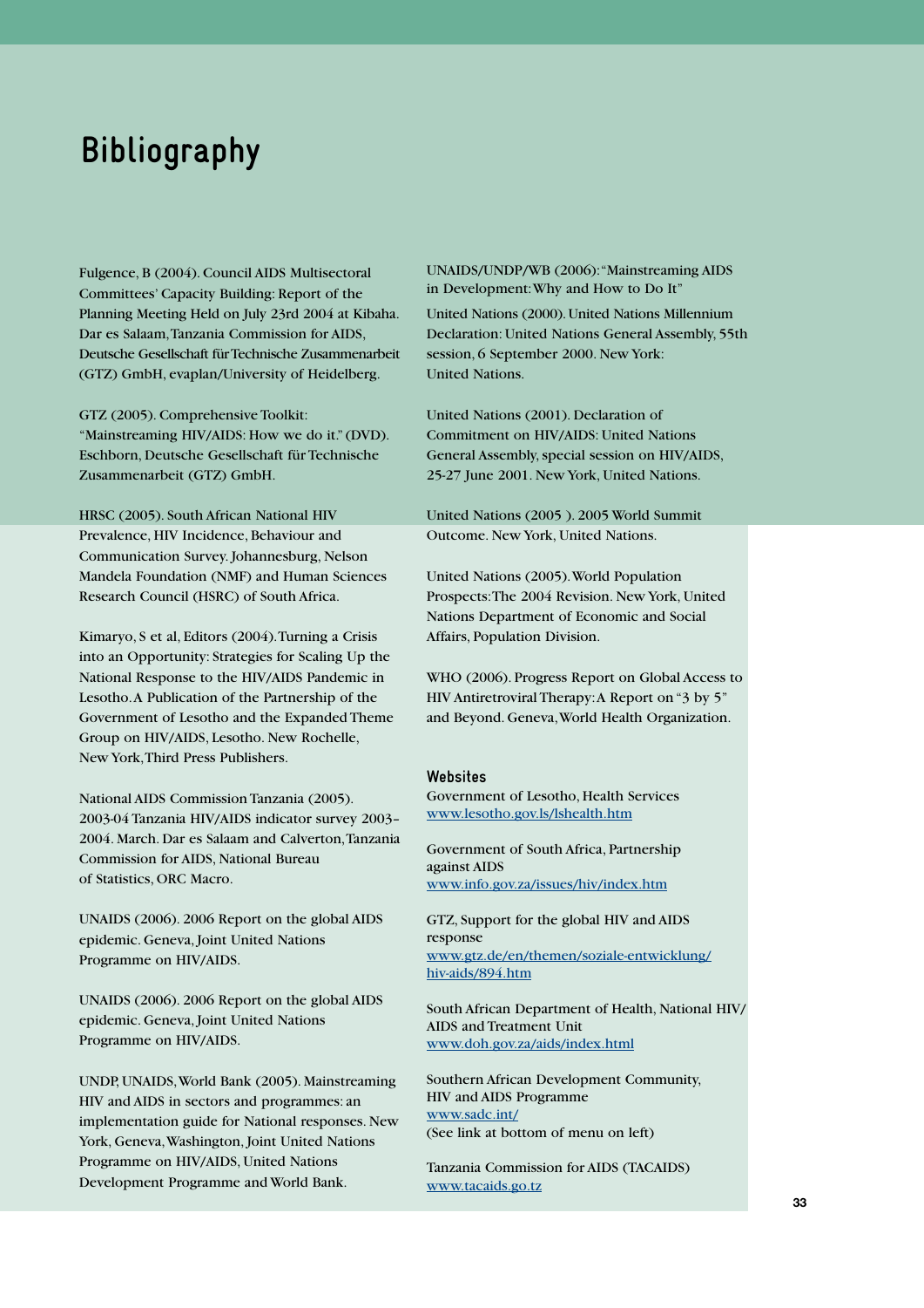# Bibliography

Fulgence, B (2004). Council AIDS Multisectoral Committees' Capacity Building: Report of the Planning Meeting Held on July 23rd 2004 at Kibaha. Dar es Salaam, Tanzania Commission for AIDS, Deutsche Gesellschaft für Technische Zusammenarbeit (GTZ) GmbH, evaplan/University of Heidelberg.

GTZ (2005). Comprehensive Toolkit: "Mainstreaming HIV/AIDS: How we do it." (DVD). Eschborn, Deutsche Gesellschaft für Technische Zusammenarbeit (GTZ) GmbH.

HRSC (2005). South African National HIV Prevalence, HIV Incidence, Behaviour and Communication Survey. Johannesburg, Nelson Mandela Foundation (NMF) and Human Sciences Research Council (HSRC) of South Africa.

Kimaryo, S et al, Editors (2004). Turning a Crisis into an Opportunity: Strategies for Scaling Up the National Response to the HIV/AIDS Pandemic in Lesotho. A Publication of the Partnership of the Government of Lesotho and the Expanded Theme Group on HIV/AIDS, Lesotho. New Rochelle, New York, Third Press Publishers.

National AIDS Commission Tanzania (2005). 2003-04 Tanzania HIV/AIDS indicator survey 2003–2004. March. Dar es Salaam and Calverton, Tanzania Commission for AIDS, National Bureau of Statistics, ORC Macro.

UNAIDS (2006). 2006 Report on the global AIDS epidemic. Geneva, Joint United Nations Programme on HIV/AIDS.

UNAIDS (2006). 2006 Report on the global AIDS epidemic. Geneva, Joint United Nations Programme on HIV/AIDS.

UNDP, UNAIDS, World Bank (2005). Mainstreaming HIV and AIDS in sectors and programmes: an implementation guide for National responses. New York, Geneva, Washington, Joint United Nations Programme on HIV/AIDS, United Nations Development Programme and World Bank.

UNAIDS/UNDP/WB (2006): "Mainstreaming AIDS in Development: Why and How to Do It"

United Nations (2000). United Nations Millennium Declaration: United Nations General Assembly, 55th session, 6 September 2000. New York: United Nations.

United Nations (2001). Declaration of Commitment on HIV/AIDS: United Nations General Assembly, special session on HIV/AIDS, 25-27 June 2001. New York, United Nations.

United Nations (2005 ). 2005 World Summit Outcome. New York, United Nations.

United Nations (2005). World Population Prospects: The 2004 Revision. New York, United Nations Department of Economic and Social Affairs, Population Division.

WHO (2006). Progress Report on Global Access to HIV Antiretroviral Therapy: A Report on "3 by 5" and Beyond. Geneva, World Health Organization.

### Websites

Government of Lesotho, Health Services
www.lesotho.gov.ls/lshealth.htm

Government of South Africa, Partnership against AIDS
www.info.gov.za/issues/hiv/index.htm

GTZ, Support for the global HIV and AIDS response
www.gtz.de/en/themen/soziale-entwicklung/hiv-aids/894.htm

South African Department of Health, National HIV/AIDS and Treatment Unit
www.doh.gov.za/aids/index.html

Southern African Development Community, HIV and AIDS Programme
www.sadc.int/
(See link at bottom of menu on left)

Tanzania Commission for AIDS (TACAIDS)
www.tacaids.go.tz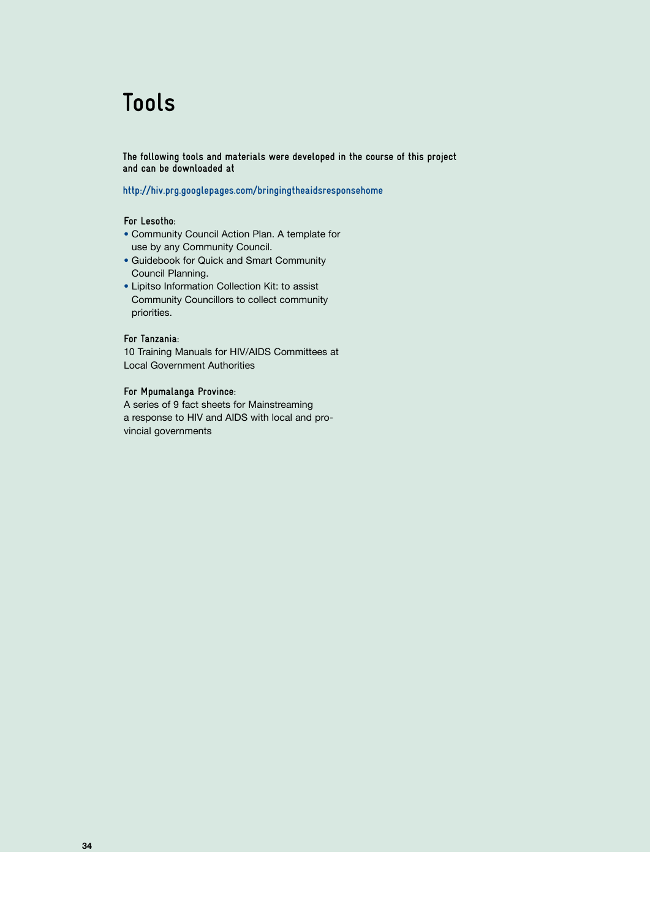# Tools

**The following tools and materials were developed in the course of this project and can be downloaded at**

http://hiv.prg.googlepages.com/bringingtheaidsresponsehome

**For Lesotho:**

- Community Council Action Plan. A template for use by any Community Council.
- Guidebook for Quick and Smart Community Council Planning.
- Lipitso Information Collection Kit: to assist Community Councillors to collect community priorities.

**For Tanzania:**

10 Training Manuals for HIV/AIDS Committees at Local Government Authorities

**For Mpumalanga Province:**

A series of 9 fact sheets for Mainstreaming a response to HIV and AIDS with local and provincial governments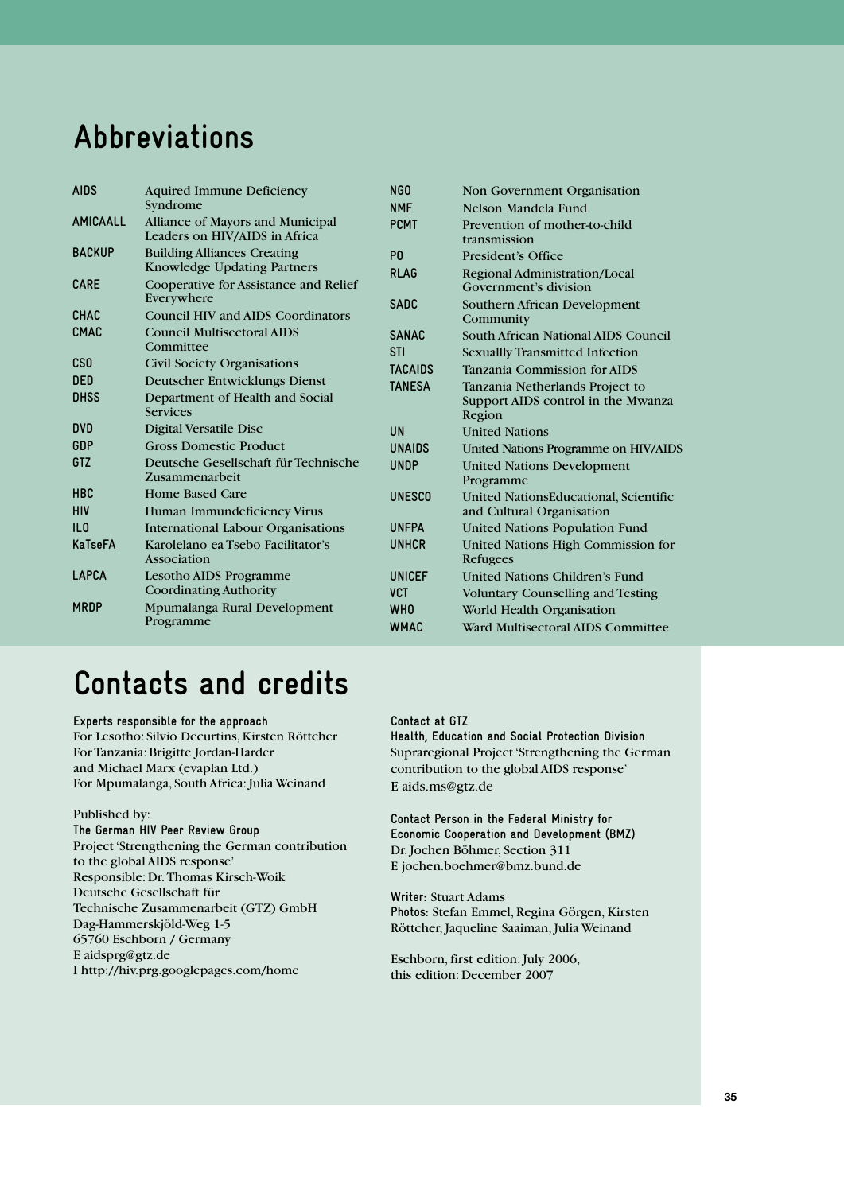# Abbreviations

| | |
|---|---|
| AIDS | Aquired Immune Deficiency Syndrome |
| AMICAALL | Alliance of Mayors and Municipal Leaders on HIV/AIDS in Africa |
| BACKUP | Building Alliances Creating Knowledge Updating Partners |
| CARE | Cooperative for Assistance and Relief Everywhere |
| CHAC | Council HIV and AIDS Coordinators |
| CMAC | Council Multisectoral AIDS Committee |
| CSO | Civil Society Organisations |
| DED | Deutscher Entwicklungs Dienst |
| DHSS | Department of Health and Social Services |
| DVD | Digital Versatile Disc |
| GDP | Gross Domestic Product |
| GTZ | Deutsche Gesellschaft für Technische Zusammenarbeit |
| HBC | Home Based Care |
| HIV | Human Immundeficiency Virus |
| ILO | International Labour Organisations |
| KaTseFA | Karolelano ea Tsebo Facilitator's Association |
| LAPCA | Lesotho AIDS Programme Coordinating Authority |
| MRDP | Mpumalanga Rural Development Programme |
| NGO | Non Government Organisation |
| NMF | Nelson Mandela Fund |
| PCMT | Prevention of mother-to-child transmission |
| PO | President's Office |
| RLAG | Regional Administration/Local Government's division |
| SADC | Southern African Development Community |
| SANAC | South African National AIDS Council |
| STI | Sexuallly Transmitted Infection |
| TACAIDS | Tanzania Commission for AIDS |
| TANESA | Tanzania Netherlands Project to Support AIDS control in the Mwanza Region |
| UN | United Nations |
| UNAIDS | United Nations Programme on HIV/AIDS |
| UNDP | United Nations Development Programme |
| UNESCO | United NationsEducational, Scientific and Cultural Organisation |
| UNFPA | United Nations Population Fund |
| UNHCR | United Nations High Commission for Refugees |
| UNICEF | United Nations Children's Fund |
| VCT | Voluntary Counselling and Testing |
| WHO | World Health Organisation |
| WMAC | Ward Multisectoral AIDS Committee |

# Contacts and credits

**Experts responsible for the approach**
For Lesotho: Silvio Decurtins, Kirsten Röttcher
For Tanzania: Brigitte Jordan-Harder
and Michael Marx (evaplan Ltd.)
For Mpumalanga, South Africa: Julia Weinand

Published by:
**The German HIV Peer Review Group**
Project 'Strengthening the German contribution to the global AIDS response'
Responsible: Dr. Thomas Kirsch-Woik
Deutsche Gesellschaft für
Technische Zusammenarbeit (GTZ) GmbH
Dag-Hammerskjöld-Weg 1-5
65760 Eschborn / Germany
E aidsprg@gtz.de
I http://hiv.prg.googlepages.com/home

**Contact at GTZ**
**Health, Education and Social Protection Division**
Supraregional Project 'Strengthening the German contribution to the global AIDS response'
E aids.ms@gtz.de

**Contact Person in the Federal Ministry for Economic Cooperation and Development (BMZ)**
Dr. Jochen Böhmer, Section 311
E jochen.boehmer@bmz.bund.de

**Writer:** Stuart Adams
**Photos:** Stefan Emmel, Regina Görgen, Kirsten Röttcher, Jaqueline Saaiman, Julia Weinand

Eschborn, first edition: July 2006,
this edition: December 2007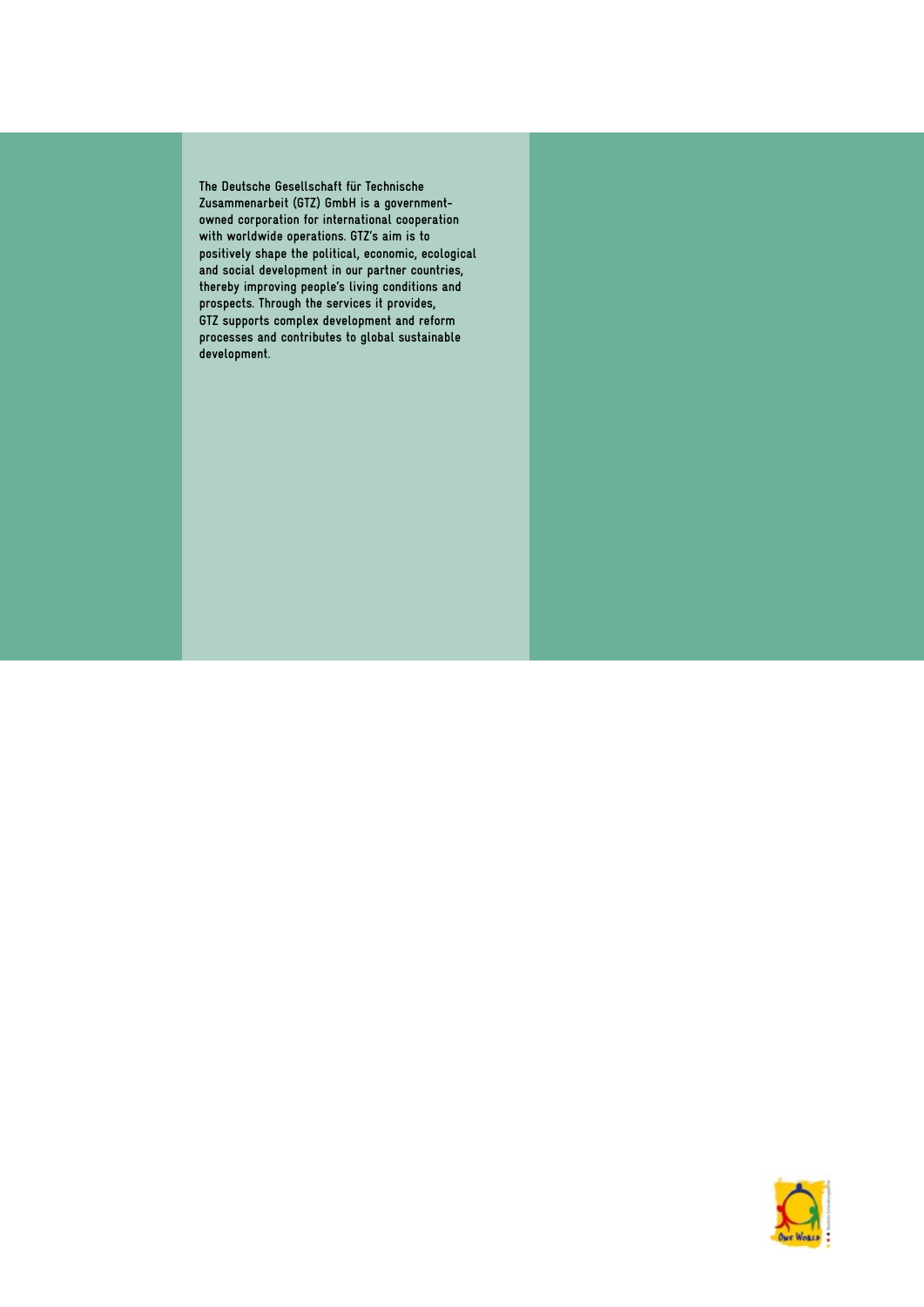The Deutsche Gesellschaft für Technische Zusammenarbeit (GTZ) GmbH is a government-owned corporation for international cooperation with worldwide operations. GTZ's aim is to positively shape the political, economic, ecological and social development in our partner countries, thereby improving people's living conditions and prospects. Through the services it provides, GTZ supports complex development and reform processes and contributes to global sustainable development.